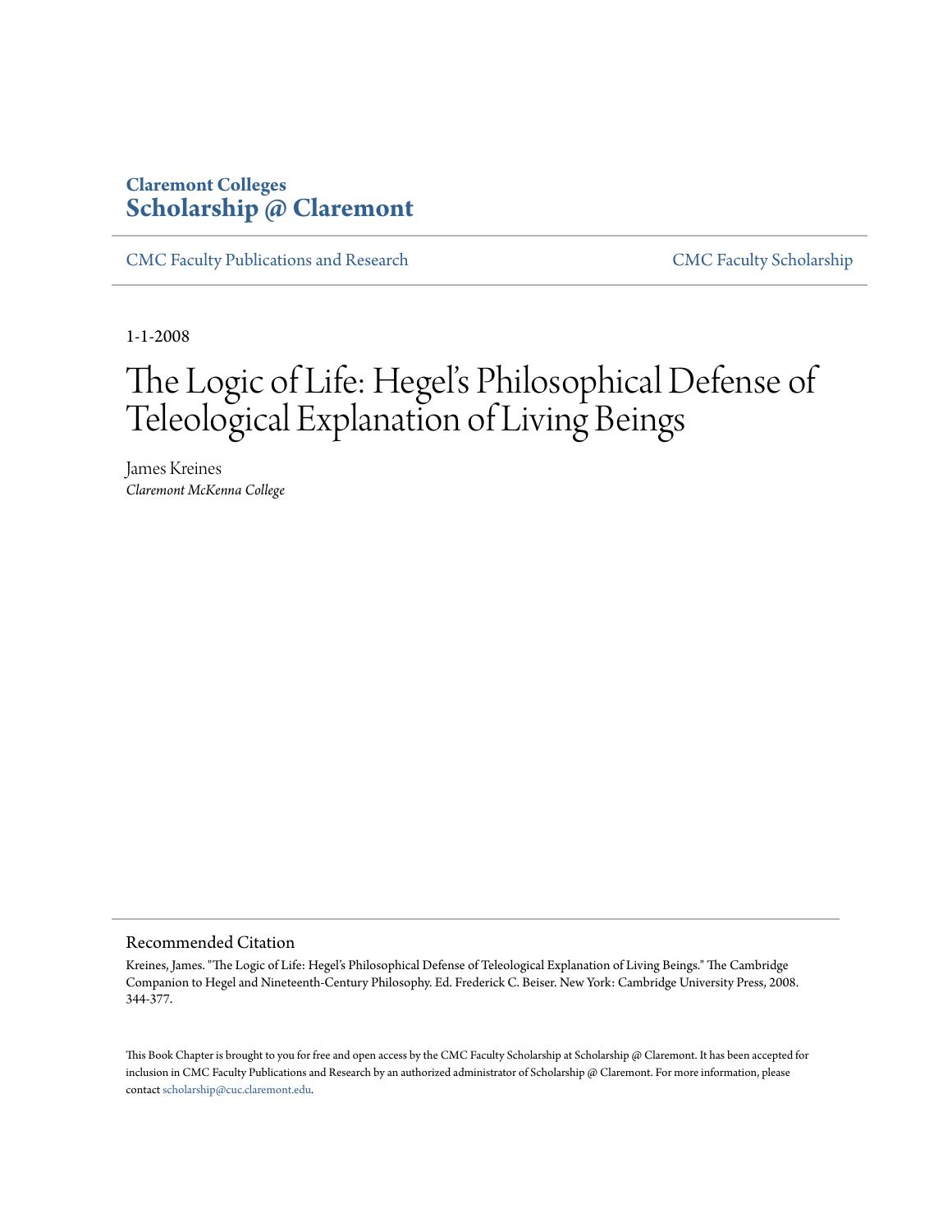Claremont Colleges
**Scholarship @ Claremont**

CMC Faculty Publications and Research | CMC Faculty Scholarship

1-1-2008

# The Logic of Life: Hegel's Philosophical Defense of Teleological Explanation of Living Beings

James Kreines
*Claremont McKenna College*

## Recommended Citation

Kreines, James. "The Logic of Life: Hegel's Philosophical Defense of Teleological Explanation of Living Beings." The Cambridge Companion to Hegel and Nineteenth-Century Philosophy. Ed. Frederick C. Beiser. New York: Cambridge University Press, 2008. 344-377.

This Book Chapter is brought to you for free and open access by the CMC Faculty Scholarship at Scholarship @ Claremont. It has been accepted for inclusion in CMC Faculty Publications and Research by an authorized administrator of Scholarship @ Claremont. For more information, please contact scholarship@cuc.claremont.edu.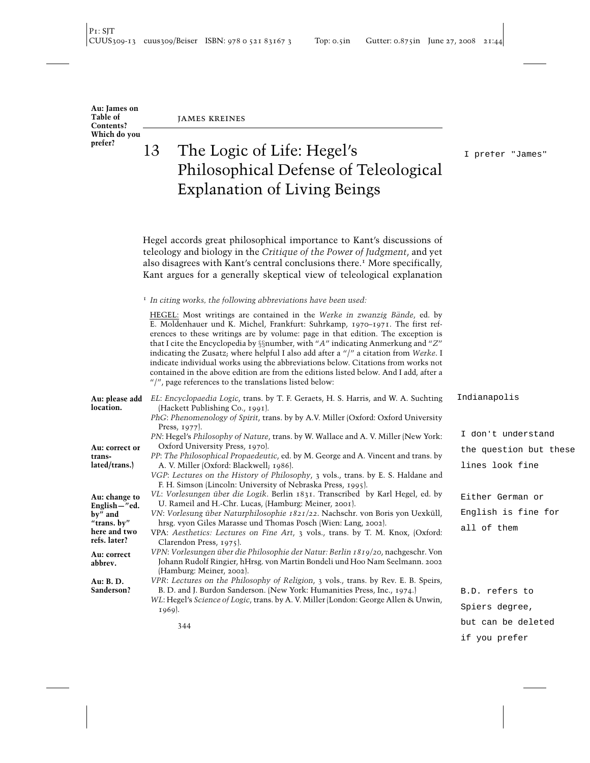Au: James on Table of Contents? Which do you prefer?

I prefer "James"

# 13 The Logic of Life: Hegel's Philosophical Defense of Teleological Explanation of Living Beings

Hegel accords great philosophical importance to Kant's discussions of teleology and biology in the *Critique of the Power of Judgment*, and yet also disagrees with Kant's central conclusions there.[1] More specifically, Kant argues for a generally skeptical view of teleological explanation

[1] *In citing works, the following abbreviations have been used:*

HEGEL: Most writings are contained in the *Werke in zwanzig Bände*, ed. by E. Moldenhauer und K. Michel, Frankfurt: Suhrkamp, 1970–1971. The first references to these writings are by volume: page in that edition. The exception is that I cite the Encyclopedia by §§number, with "*A*" indicating Anmerkung and "*Z*" indicating the Zusatz; where helpful I also add after a "/" a citation from *Werke*. I indicate individual works using the abbreviations below. Citations from works not contained in the above edition are from the editions listed below. And I add, after a "/", page references to the translations listed below:

*EL*: *Encyclopaedia Logic*, trans. by T. F. Geraets, H. S. Harris, and W. A. Suchting (Hackett Publishing Co., 1991).

Au: please add location. — Indianapolis

*PhG*: *Phenomenology of Spirit*, trans. by by A.V. Miller (Oxford: Oxford University Press, 1977).

*PN*: Hegel's *Philosophy of Nature*, trans. by W. Wallace and A. V. Miller (New York: Oxford University Press, 1970).

*PP*: *The Philosophical Propaedeutic*, ed. by M. George and A. Vincent and trans. by A. V. Miller (Oxford: Blackwell; 1986).

Au: correct or translated/trans.) — I don't understand the question but these lines look fine

*VGP*: *Lectures on the History of Philosophy*, 3 vols., trans. by E. S. Haldane and F. H. Simson (Lincoln: University of Nebraska Press, 1995).

*VL*: *Vorlesungen über die Logik*. Berlin 1831. Transcribed by Karl Hegel, ed. by U. Rameil and H.-Chr. Lucas, (Hamburg: Meiner, 2001).

*VN*: *Vorlesung über Naturphilosophie 1821/22*. Nachschr. von Boris von Uexküll, hrsg. vyon Giles Marasse und Thomas Posch (Wien: Lang, 2002).

Au: change to English—"ed. by" and "trans. by" here and two refs. later? — Either German or English is fine for all of them

VPA: *Aesthetics: Lectures on Fine Art*, 3 vols., trans. by T. M. Knox, (Oxford: Clarendon Press, 1975).

*VPN*: *Vorlesungen über die Philosophie der Natur: Berlin 1819/20*, nachgeschr. Von Johann Rudolf Ringier, hHrsg. von Martin Bondeli und Hoo Nam Seelmann. 2002 (Hamburg: Meiner, 2002).

Au: correct abbrev.

*VPR*: *Lectures on the Philosophy of Religion*, 3 vols., trans. by Rev. E. B. Speirs, B. D. and J. Burdon Sanderson. (New York: Humanities Press, Inc., 1974.)

Au: B. D. Sanderson? — B.D. refers to Spiers degree, but can be deleted if you prefer

*WL*: Hegel's *Science of Logic*, trans. by A. V. Miller (London: George Allen & Unwin, 1969).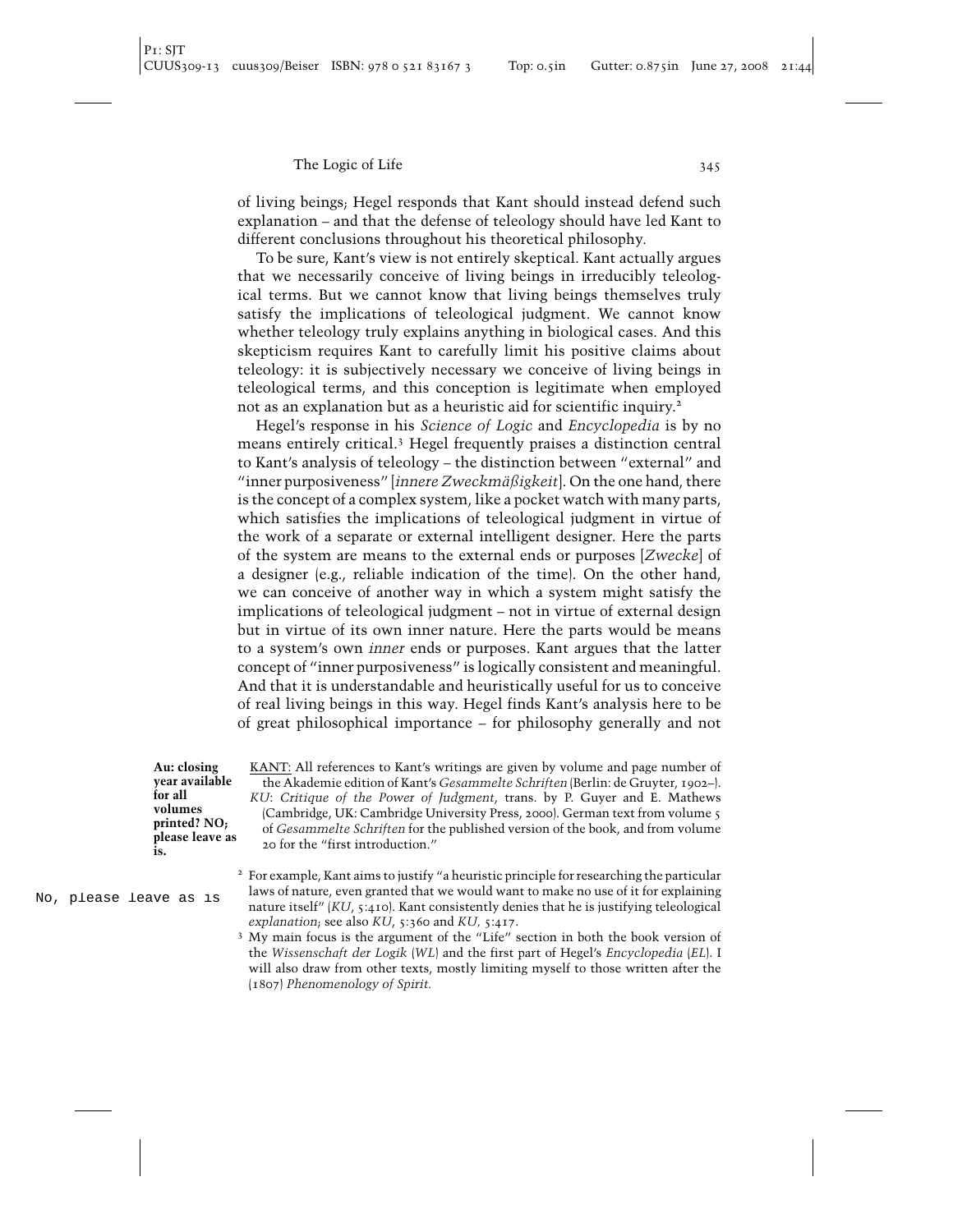of living beings; Hegel responds that Kant should instead defend such explanation – and that the defense of teleology should have led Kant to different conclusions throughout his theoretical philosophy.

To be sure, Kant's view is not entirely skeptical. Kant actually argues that we necessarily conceive of living beings in irreducibly teleological terms. But we cannot know that living beings themselves truly satisfy the implications of teleological judgment. We cannot know whether teleology truly explains anything in biological cases. And this skepticism requires Kant to carefully limit his positive claims about teleology: it is subjectively necessary we conceive of living beings in teleological terms, and this conception is legitimate when employed not as an explanation but as a heuristic aid for scientific inquiry.[2]

Hegel's response in his *Science of Logic* and *Encyclopedia* is by no means entirely critical.[3] Hegel frequently praises a distinction central to Kant's analysis of teleology – the distinction between "external" and "inner purposiveness" [*innere Zweckmäßigkeit*]. On the one hand, there is the concept of a complex system, like a pocket watch with many parts, which satisfies the implications of teleological judgment in virtue of the work of a separate or external intelligent designer. Here the parts of the system are means to the external ends or purposes [*Zwecke*] of a designer (e.g., reliable indication of the time). On the other hand, we can conceive of another way in which a system might satisfy the implications of teleological judgment – not in virtue of external design but in virtue of its own inner nature. Here the parts would be means to a system's own *inner* ends or purposes. Kant argues that the latter concept of "inner purposiveness" is logically consistent and meaningful. And that it is understandable and heuristically useful for us to conceive of real living beings in this way. Hegel finds Kant's analysis here to be of great philosophical importance – for philosophy generally and not

**Au: closing year available for all volumes printed? NO; please leave as is.**

No, please leave as is

KANT: All references to Kant's writings are given by volume and page number of the Akademie edition of Kant's *Gesammelte Schriften* (Berlin: de Gruyter, 1902–). *KU*: *Critique of the Power of Judgment*, trans. by P. Guyer and E. Mathews (Cambridge, UK: Cambridge University Press, 2000). German text from volume 5 of *Gesammelte Schriften* for the published version of the book, and from volume 20 for the "first introduction."

[2] For example, Kant aims to justify "a heuristic principle for researching the particular laws of nature, even granted that we would want to make no use of it for explaining nature itself" (*KU*, 5:410). Kant consistently denies that he is justifying teleological *explanation*; see also *KU*, 5:360 and *KU*, 5:417.

[3] My main focus is the argument of the "Life" section in both the book version of the *Wissenschaft der Logik* (*WL*) and the first part of Hegel's *Encyclopedia* (*EL*). I will also draw from other texts, mostly limiting myself to those written after the (1807) *Phenomenology of Spirit.*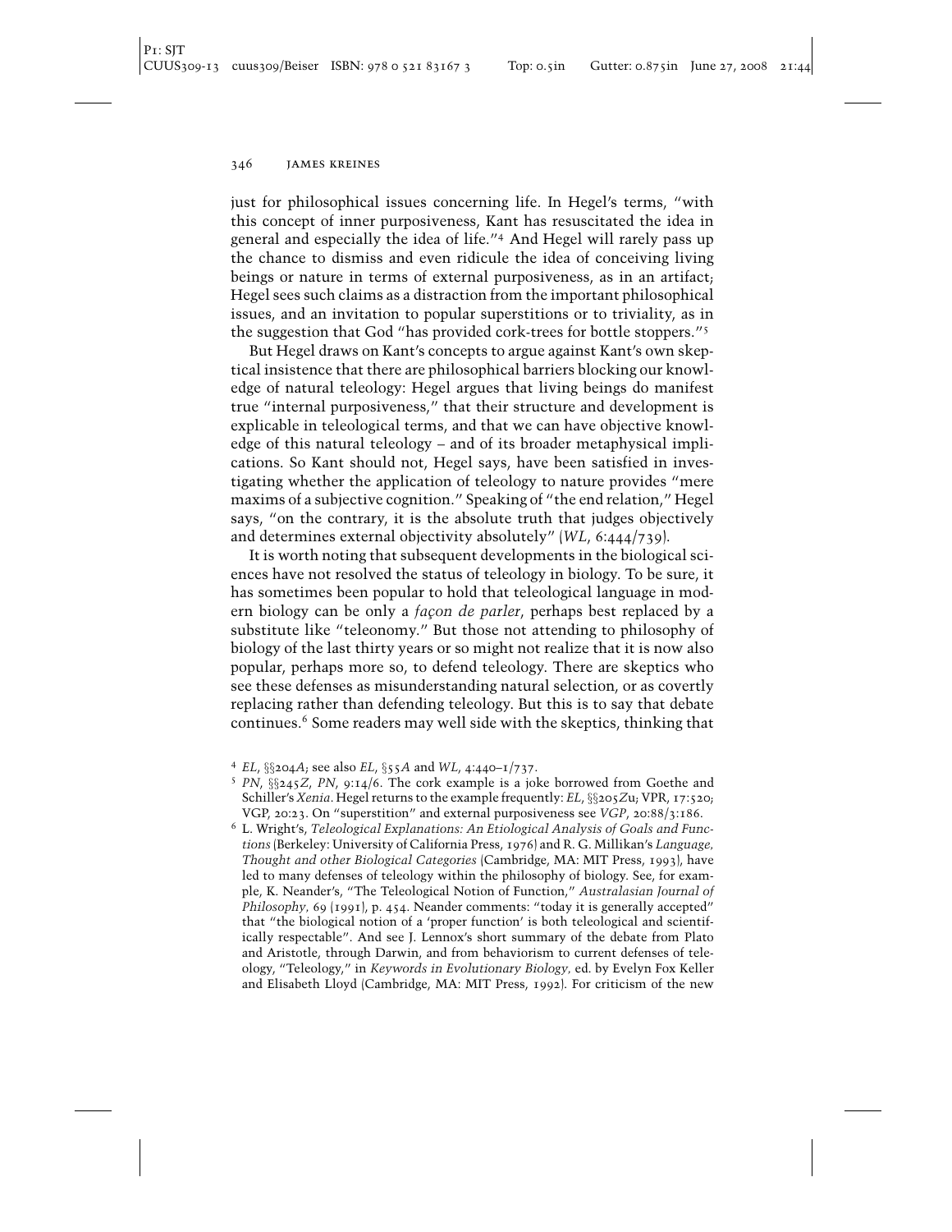just for philosophical issues concerning life. In Hegel's terms, "with this concept of inner purposiveness, Kant has resuscitated the idea in general and especially the idea of life."[4] And Hegel will rarely pass up the chance to dismiss and even ridicule the idea of conceiving living beings or nature in terms of external purposiveness, as in an artifact; Hegel sees such claims as a distraction from the important philosophical issues, and an invitation to popular superstitions or to triviality, as in the suggestion that God "has provided cork-trees for bottle stoppers."[5]

But Hegel draws on Kant's concepts to argue against Kant's own skeptical insistence that there are philosophical barriers blocking our knowledge of natural teleology: Hegel argues that living beings do manifest true "internal purposiveness," that their structure and development is explicable in teleological terms, and that we can have objective knowledge of this natural teleology – and of its broader metaphysical implications. So Kant should not, Hegel says, have been satisfied in investigating whether the application of teleology to nature provides "mere maxims of a subjective cognition." Speaking of "the end relation," Hegel says, "on the contrary, it is the absolute truth that judges objectively and determines external objectivity absolutely" (*WL*, 6:444/739).

It is worth noting that subsequent developments in the biological sciences have not resolved the status of teleology in biology. To be sure, it has sometimes been popular to hold that teleological language in modern biology can be only a *façon de parler*, perhaps best replaced by a substitute like "teleonomy." But those not attending to philosophy of biology of the last thirty years or so might not realize that it is now also popular, perhaps more so, to defend teleology. There are skeptics who see these defenses as misunderstanding natural selection, or as covertly replacing rather than defending teleology. But this is to say that debate continues.[6] Some readers may well side with the skeptics, thinking that

---

[4] *EL*, §§204*A*; see also *EL*, §55*A* and *WL*, 4:440–1/737.

[5] *PN*, §§245*Z*, *PN*, 9:14/6. The cork example is a joke borrowed from Goethe and Schiller's *Xenia*. Hegel returns to the example frequently: *EL*, §§205*Z*u; VPR, 17:520; VGP, 20:23. On "superstition" and external purposiveness see *VGP*, 20:88/3:186.

[6] L. Wright's, *Teleological Explanations: An Etiological Analysis of Goals and Functions* (Berkeley: University of California Press, 1976) and R. G. Millikan's *Language, Thought and other Biological Categories* (Cambridge, MA: MIT Press, 1993), have led to many defenses of teleology within the philosophy of biology. See, for example, K. Neander's, "The Teleological Notion of Function," *Australasian Journal of Philosophy*, 69 (1991), p. 454. Neander comments: "today it is generally accepted" that "the biological notion of a 'proper function' is both teleological and scientifically respectable". And see J. Lennox's short summary of the debate from Plato and Aristotle, through Darwin, and from behaviorism to current defenses of teleology, "Teleology," in *Keywords in Evolutionary Biology*, ed. by Evelyn Fox Keller and Elisabeth Lloyd (Cambridge, MA: MIT Press, 1992). For criticism of the new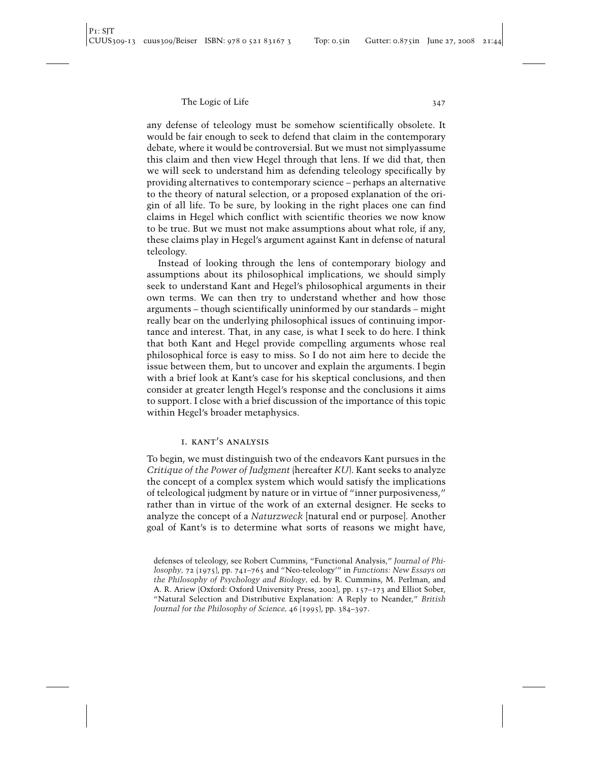any defense of teleology must be somehow scientifically obsolete. It would be fair enough to seek to defend that claim in the contemporary debate, where it would be controversial. But we must not simplyassume this claim and then view Hegel through that lens. If we did that, then we will seek to understand him as defending teleology specifically by providing alternatives to contemporary science – perhaps an alternative to the theory of natural selection, or a proposed explanation of the origin of all life. To be sure, by looking in the right places one can find claims in Hegel which conflict with scientific theories we now know to be true. But we must not make assumptions about what role, if any, these claims play in Hegel's argument against Kant in defense of natural teleology.

Instead of looking through the lens of contemporary biology and assumptions about its philosophical implications, we should simply seek to understand Kant and Hegel's philosophical arguments in their own terms. We can then try to understand whether and how those arguments – though scientifically uninformed by our standards – might really bear on the underlying philosophical issues of continuing importance and interest. That, in any case, is what I seek to do here. I think that both Kant and Hegel provide compelling arguments whose real philosophical force is easy to miss. So I do not aim here to decide the issue between them, but to uncover and explain the arguments. I begin with a brief look at Kant's case for his skeptical conclusions, and then consider at greater length Hegel's response and the conclusions it aims to support. I close with a brief discussion of the importance of this topic within Hegel's broader metaphysics.

## I. Kant's Analysis

To begin, we must distinguish two of the endeavors Kant pursues in the *Critique of the Power of Judgment* (hereafter *KU*). Kant seeks to analyze the concept of a complex system which would satisfy the implications of teleological judgment by nature or in virtue of "inner purposiveness," rather than in virtue of the work of an external designer. He seeks to analyze the concept of a *Naturzweck* [natural end or purpose]. Another goal of Kant's is to determine what sorts of reasons we might have,

defenses of teleology, see Robert Cummins, "Functional Analysis," *Journal of Philosophy,* 72 (1975), pp. 741–765 and "Neo-teleology'" in *Functions: New Essays on the Philosophy of Psychology and Biology,* ed. by R. Cummins, M. Perlman, and A. R. Ariew (Oxford: Oxford University Press, 2002), pp. 157–173 and Elliot Sober, "Natural Selection and Distributive Explanation: A Reply to Neander," *British Journal for the Philosophy of Science,* 46 (1995), pp. 384–397.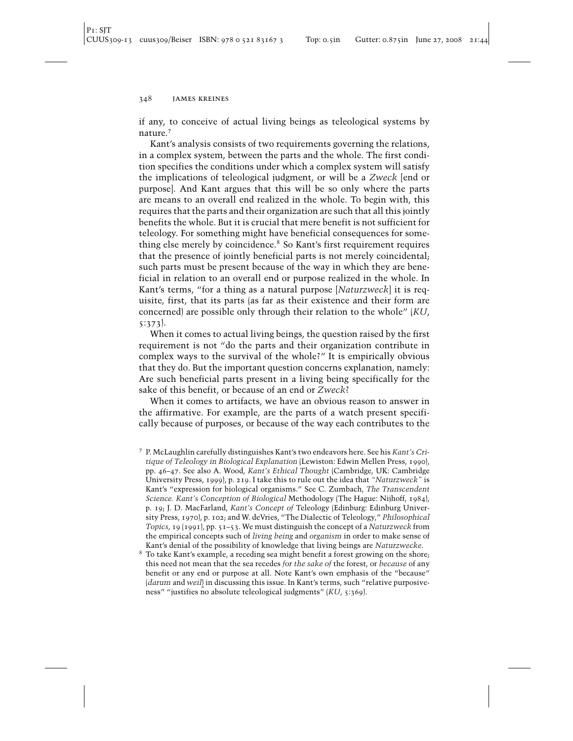if any, to conceive of actual living beings as teleological systems by nature.[7]

Kant's analysis consists of two requirements governing the relations, in a complex system, between the parts and the whole. The first condition specifies the conditions under which a complex system will satisfy the implications of teleological judgment, or will be a *Zweck* [end or purpose]. And Kant argues that this will be so only where the parts are means to an overall end realized in the whole. To begin with, this requires that the parts and their organization are such that all this jointly benefits the whole. But it is crucial that mere benefit is not sufficient for teleology. For something might have beneficial consequences for something else merely by coincidence.[8] So Kant's first requirement requires that the presence of jointly beneficial parts is not merely coincidental; such parts must be present because of the way in which they are beneficial in relation to an overall end or purpose realized in the whole. In Kant's terms, "for a thing as a natural purpose [*Naturzweck*] it is requisite, first, that its parts (as far as their existence and their form are concerned) are possible only through their relation to the whole" (*KU*, 5:373).

When it comes to actual living beings, the question raised by the first requirement is not "do the parts and their organization contribute in complex ways to the survival of the whole?" It is empirically obvious that they do. But the important question concerns explanation, namely: Are such beneficial parts present in a living being specifically for the sake of this benefit, or because of an end or *Zweck*?

When it comes to artifacts, we have an obvious reason to answer in the affirmative. For example, are the parts of a watch present specifically because of purposes, or because of the way each contributes to the

[7] P. McLaughlin carefully distinguishes Kant's two endeavors here. See his *Kant's Critique of Teleology in Biological Explanation* (Lewiston: Edwin Mellen Press, 1990), pp. 46–47. See also A. Wood, *Kant's Ethical Thought* (Cambridge, UK: Cambridge University Press, 1999), p. 219. I take this to rule out the idea that "*Naturzweck*" is Kant's "expression for biological organisms." See C. Zumbach, *The Transcendent Science. Kant's Conception of Biological* Methodology (The Hague: Nijhoff, 1984), p. 19; J. D. MacFarland, *Kant's Concept of* Teleology (Edinburg: Edinburg University Press, 1970), p. 102; and W. deVries, "The Dialectic of Teleology," *Philosophical Topics*, 19 (1991), pp. 51–53. We must distinguish the concept of a *Naturzweck* from the empirical concepts such of *living being* and *organism* in order to make sense of Kant's denial of the possibility of knowledge that living beings are *Naturzwecke*.

[8] To take Kant's example, a receding sea might benefit a forest growing on the shore; this need not mean that the sea recedes *for the sake of* the forest, or *because* of any benefit or any end or purpose at all. Note Kant's own emphasis of the "because" (*darum* and *weil*) in discussing this issue. In Kant's terms, such "relative purposiveness" "justifies no absolute teleological judgments" (*KU*, 5:369).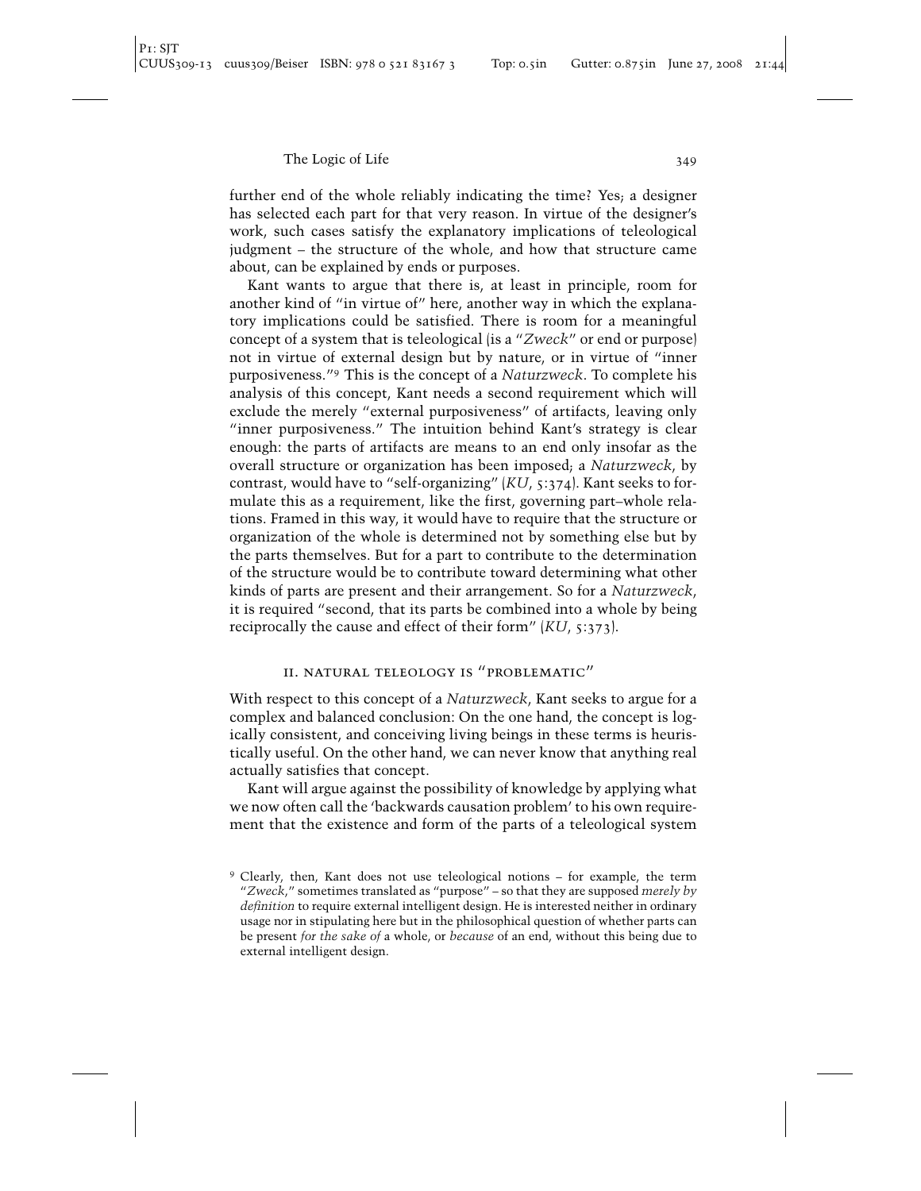further end of the whole reliably indicating the time? Yes; a designer has selected each part for that very reason. In virtue of the designer's work, such cases satisfy the explanatory implications of teleological judgment – the structure of the whole, and how that structure came about, can be explained by ends or purposes.

Kant wants to argue that there is, at least in principle, room for another kind of "in virtue of" here, another way in which the explanatory implications could be satisfied. There is room for a meaningful concept of a system that is teleological (is a "*Zweck*" or end or purpose) not in virtue of external design but by nature, or in virtue of "inner purposiveness."[9] This is the concept of a *Naturzweck*. To complete his analysis of this concept, Kant needs a second requirement which will exclude the merely "external purposiveness" of artifacts, leaving only "inner purposiveness." The intuition behind Kant's strategy is clear enough: the parts of artifacts are means to an end only insofar as the overall structure or organization has been imposed; a *Naturzweck*, by contrast, would have to "self-organizing" (*KU*, 5:374). Kant seeks to formulate this as a requirement, like the first, governing part–whole relations. Framed in this way, it would have to require that the structure or organization of the whole is determined not by something else but by the parts themselves. But for a part to contribute to the determination of the structure would be to contribute toward determining what other kinds of parts are present and their arrangement. So for a *Naturzweck*, it is required "second, that its parts be combined into a whole by being reciprocally the cause and effect of their form" (*KU*, 5:373).

## II. Natural Teleology Is "Problematic"

With respect to this concept of a *Naturzweck*, Kant seeks to argue for a complex and balanced conclusion: On the one hand, the concept is logically consistent, and conceiving living beings in these terms is heuristically useful. On the other hand, we can never know that anything real actually satisfies that concept.

Kant will argue against the possibility of knowledge by applying what we now often call the 'backwards causation problem' to his own requirement that the existence and form of the parts of a teleological system

[9] Clearly, then, Kant does not use teleological notions – for example, the term "*Zweck*," sometimes translated as "purpose" – so that they are supposed *merely by definition* to require external intelligent design. He is interested neither in ordinary usage nor in stipulating here but in the philosophical question of whether parts can be present *for the sake of* a whole, or *because* of an end, without this being due to external intelligent design.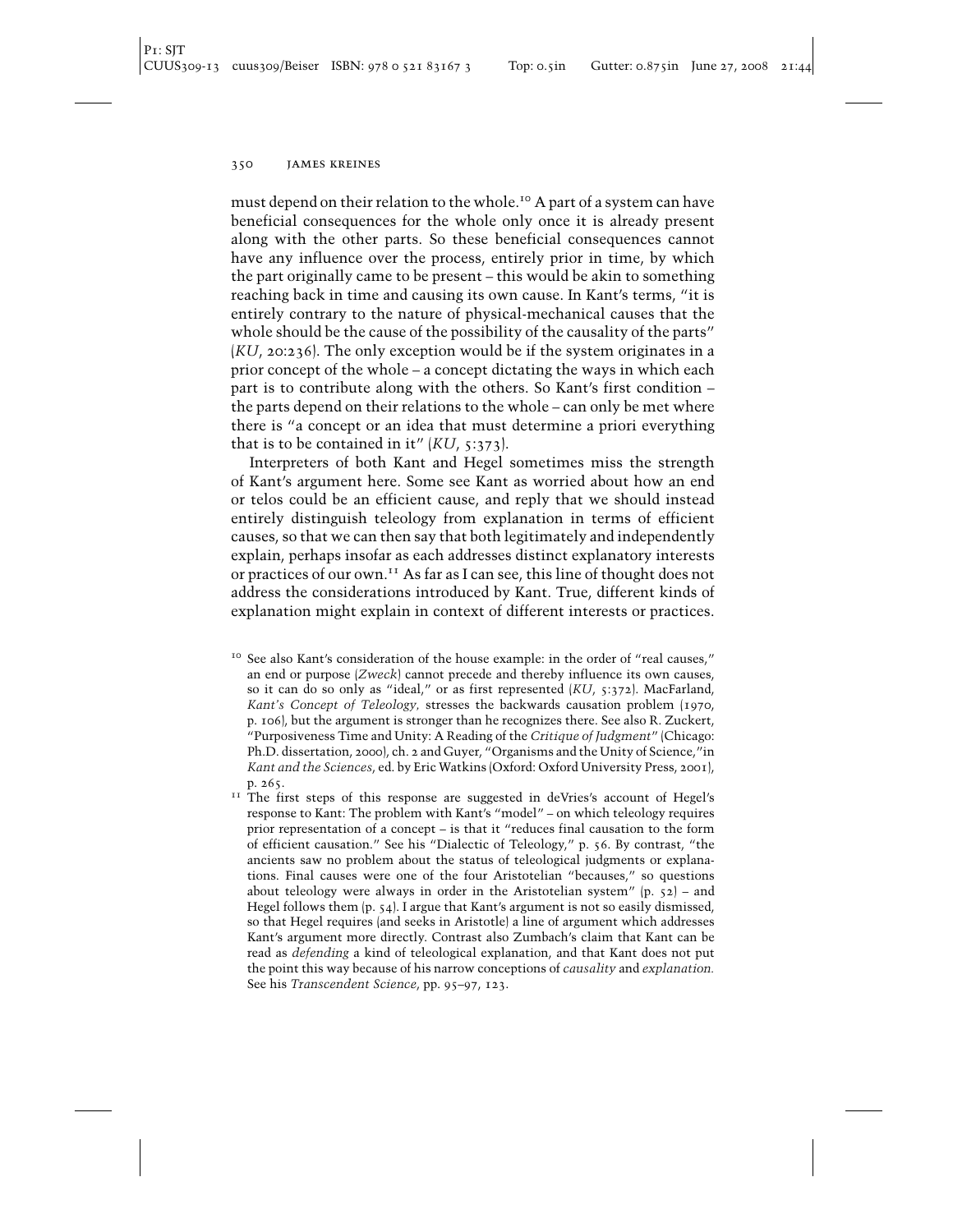must depend on their relation to the whole.[10] A part of a system can have beneficial consequences for the whole only once it is already present along with the other parts. So these beneficial consequences cannot have any influence over the process, entirely prior in time, by which the part originally came to be present – this would be akin to something reaching back in time and causing its own cause. In Kant's terms, "it is entirely contrary to the nature of physical-mechanical causes that the whole should be the cause of the possibility of the causality of the parts" (*KU*, 20:236). The only exception would be if the system originates in a prior concept of the whole – a concept dictating the ways in which each part is to contribute along with the others. So Kant's first condition – the parts depend on their relations to the whole – can only be met where there is "a concept or an idea that must determine a priori everything that is to be contained in it" (*KU*, 5:373).

Interpreters of both Kant and Hegel sometimes miss the strength of Kant's argument here. Some see Kant as worried about how an end or telos could be an efficient cause, and reply that we should instead entirely distinguish teleology from explanation in terms of efficient causes, so that we can then say that both legitimately and independently explain, perhaps insofar as each addresses distinct explanatory interests or practices of our own.[11] As far as I can see, this line of thought does not address the considerations introduced by Kant. True, different kinds of explanation might explain in context of different interests or practices.

[10] See also Kant's consideration of the house example: in the order of "real causes," an end or purpose (*Zweck*) cannot precede and thereby influence its own causes, so it can do so only as "ideal," or as first represented (*KU*, 5:372). MacFarland, *Kant's Concept of Teleology*, stresses the backwards causation problem (1970, p. 106), but the argument is stronger than he recognizes there. See also R. Zuckert, "Purposiveness Time and Unity: A Reading of the *Critique of Judgment*" (Chicago: Ph.D. dissertation, 2000), ch. 2 and Guyer, "Organisms and the Unity of Science," in *Kant and the Sciences*, ed. by Eric Watkins (Oxford: Oxford University Press, 2001), p. 265.

[11] The first steps of this response are suggested in deVries's account of Hegel's response to Kant: The problem with Kant's "model" – on which teleology requires prior representation of a concept – is that it "reduces final causation to the form of efficient causation." See his "Dialectic of Teleology," p. 56. By contrast, "the ancients saw no problem about the status of teleological judgments or explanations. Final causes were one of the four Aristotelian "becauses," so questions about teleology were always in order in the Aristotelian system" (p. 52) – and Hegel follows them (p. 54). I argue that Kant's argument is not so easily dismissed, so that Hegel requires (and seeks in Aristotle) a line of argument which addresses Kant's argument more directly. Contrast also Zumbach's claim that Kant can be read as *defending* a kind of teleological explanation, and that Kant does not put the point this way because of his narrow conceptions of *causality* and *explanation*. See his *Transcendent Science*, pp. 95–97, 123.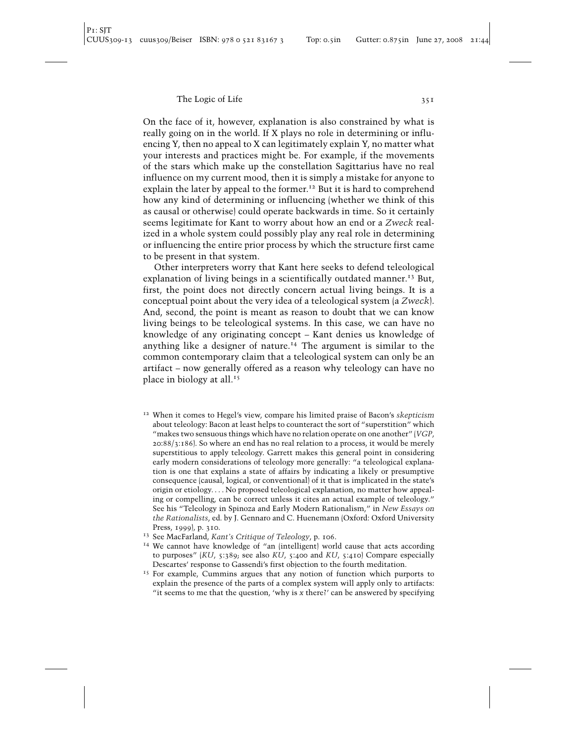On the face of it, however, explanation is also constrained by what is really going on in the world. If X plays no role in determining or influencing Y, then no appeal to X can legitimately explain Y, no matter what your interests and practices might be. For example, if the movements of the stars which make up the constellation Sagittarius have no real influence on my current mood, then it is simply a mistake for anyone to explain the later by appeal to the former.[12] But it is hard to comprehend how any kind of determining or influencing (whether we think of this as causal or otherwise) could operate backwards in time. So it certainly seems legitimate for Kant to worry about how an end or a *Zweck* realized in a whole system could possibly play any real role in determining or influencing the entire prior process by which the structure first came to be present in that system.

Other interpreters worry that Kant here seeks to defend teleological explanation of living beings in a scientifically outdated manner.[13] But, first, the point does not directly concern actual living beings. It is a conceptual point about the very idea of a teleological system (a *Zweck*). And, second, the point is meant as reason to doubt that we can know living beings to be teleological systems. In this case, we can have no knowledge of any originating concept – Kant denies us knowledge of anything like a designer of nature.[14] The argument is similar to the common contemporary claim that a teleological system can only be an artifact – now generally offered as a reason why teleology can have no place in biology at all.[15]

[12] When it comes to Hegel's view, compare his limited praise of Bacon's *skepticism* about teleology: Bacon at least helps to counteract the sort of "superstition" which "makes two sensuous things which have no relation operate on one another" (*VGP*, 20:88/3:186). So where an end has no real relation to a process, it would be merely superstitious to apply teleology. Garrett makes this general point in considering early modern considerations of teleology more generally: "a teleological explanation is one that explains a state of affairs by indicating a likely or presumptive consequence (causal, logical, or conventional) of it that is implicated in the state's origin or etiology. . . . No proposed teleological explanation, no matter how appealing or compelling, can be correct unless it cites an actual example of teleology." See his "Teleology in Spinoza and Early Modern Rationalism," in *New Essays on the Rationalists*, ed. by J. Gennaro and C. Huenemann (Oxford: Oxford University Press, 1999), p. 310.

[13] See MacFarland, *Kant's Critique of Teleology*, p. 106.

[14] We cannot have knowledge of "an (intelligent) world cause that acts according to purposes" (*KU*, 5:389; see also *KU*, 5:400 and *KU*, 5:410) Compare especially Descartes' response to Gassendi's first objection to the fourth meditation.

[15] For example, Cummins argues that any notion of function which purports to explain the presence of the parts of a complex system will apply only to artifacts: "it seems to me that the question, 'why is *x* there?' can be answered by specifying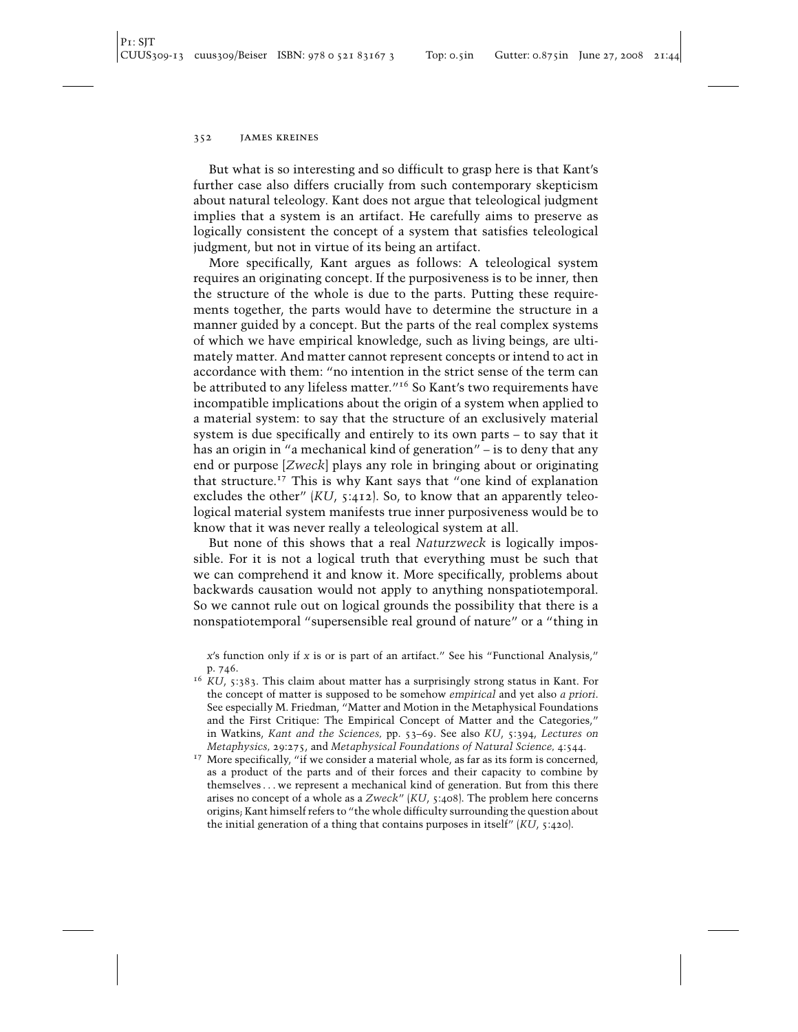But what is so interesting and so difficult to grasp here is that Kant's further case also differs crucially from such contemporary skepticism about natural teleology. Kant does not argue that teleological judgment implies that a system is an artifact. He carefully aims to preserve as logically consistent the concept of a system that satisfies teleological judgment, but not in virtue of its being an artifact.

More specifically, Kant argues as follows: A teleological system requires an originating concept. If the purposiveness is to be inner, then the structure of the whole is due to the parts. Putting these requirements together, the parts would have to determine the structure in a manner guided by a concept. But the parts of the real complex systems of which we have empirical knowledge, such as living beings, are ultimately matter. And matter cannot represent concepts or intend to act in accordance with them: "no intention in the strict sense of the term can be attributed to any lifeless matter."[16] So Kant's two requirements have incompatible implications about the origin of a system when applied to a material system: to say that the structure of an exclusively material system is due specifically and entirely to its own parts – to say that it has an origin in "a mechanical kind of generation" – is to deny that any end or purpose [*Zweck*] plays any role in bringing about or originating that structure.[17] This is why Kant says that "one kind of explanation excludes the other" (*KU*, 5:412). So, to know that an apparently teleological material system manifests true inner purposiveness would be to know that it was never really a teleological system at all.

But none of this shows that a real *Naturzweck* is logically impossible. For it is not a logical truth that everything must be such that we can comprehend it and know it. More specifically, problems about backwards causation would not apply to anything nonspatiotemporal. So we cannot rule out on logical grounds the possibility that there is a nonspatiotemporal "supersensible real ground of nature" or a "thing in

*x*'s function only if *x* is or is part of an artifact." See his "Functional Analysis," p. 746.

[16] *KU*, 5:383. This claim about matter has a surprisingly strong status in Kant. For the concept of matter is supposed to be somehow *empirical* and yet also *a priori*. See especially M. Friedman, "Matter and Motion in the Metaphysical Foundations and the First Critique: The Empirical Concept of Matter and the Categories," in Watkins, *Kant and the Sciences*, pp. 53–69. See also *KU*, 5:394, *Lectures on Metaphysics*, 29:275, and *Metaphysical Foundations of Natural Science*, 4:544.

[17] More specifically, "if we consider a material whole, as far as its form is concerned, as a product of the parts and of their forces and their capacity to combine by themselves ... we represent a mechanical kind of generation. But from this there arises no concept of a whole as a *Zweck*" (*KU*, 5:408). The problem here concerns origins; Kant himself refers to "the whole difficulty surrounding the question about the initial generation of a thing that contains purposes in itself" (*KU*, 5:420).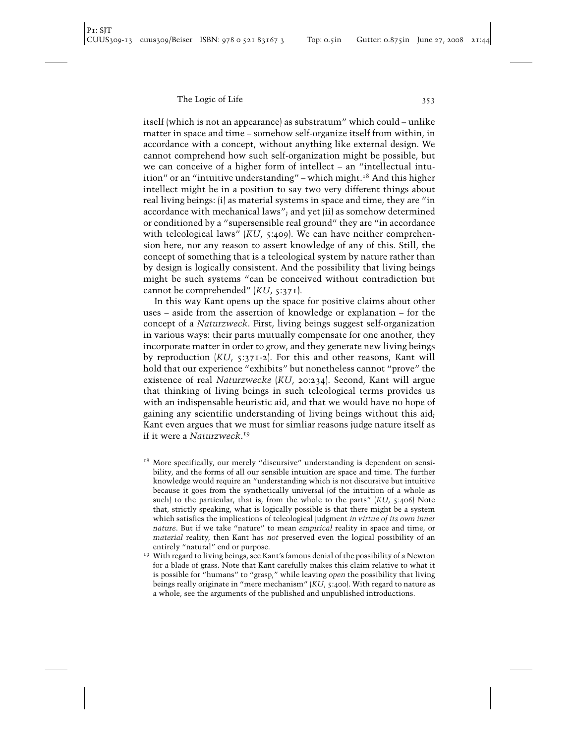itself (which is not an appearance) as substratum" which could – unlike matter in space and time – somehow self-organize itself from within, in accordance with a concept, without anything like external design. We cannot comprehend how such self-organization might be possible, but we can conceive of a higher form of intellect – an "intellectual intuition" or an "intuitive understanding" – which might.[18] And this higher intellect might be in a position to say two very different things about real living beings: (i) as material systems in space and time, they are "in accordance with mechanical laws"; and yet (ii) as somehow determined or conditioned by a "supersensible real ground" they are "in accordance with teleological laws" (*KU*, 5:409). We can have neither comprehension here, nor any reason to assert knowledge of any of this. Still, the concept of something that is a teleological system by nature rather than by design is logically consistent. And the possibility that living beings might be such systems "can be conceived without contradiction but cannot be comprehended" (*KU*, 5:371).

In this way Kant opens up the space for positive claims about other uses – aside from the assertion of knowledge or explanation – for the concept of a *Naturzweck*. First, living beings suggest self-organization in various ways: their parts mutually compensate for one another, they incorporate matter in order to grow, and they generate new living beings by reproduction (*KU*, 5:371-2). For this and other reasons, Kant will hold that our experience "exhibits" but nonetheless cannot "prove" the existence of real *Naturzwecke* (*KU*, 20:234). Second, Kant will argue that thinking of living beings in such teleological terms provides us with an indispensable heuristic aid, and that we would have no hope of gaining any scientific understanding of living beings without this aid; Kant even argues that we must for simliar reasons judge nature itself as if it were a *Naturzweck*.[19]

[18] More specifically, our merely "discursive" understanding is dependent on sensibility, and the forms of all our sensible intuition are space and time. The further knowledge would require an "understanding which is not discursive but intuitive because it goes from the synthetically universal (of the intuition of a whole as such) to the particular, that is, from the whole to the parts" (*KU*, 5:406) Note that, strictly speaking, what is logically possible is that there might be a system which satisfies the implications of teleological judgment *in virtue of its own inner nature*. But if we take "nature" to mean *empirical* reality in space and time, or *material* reality, then Kant has *not* preserved even the logical possibility of an entirely "natural" end or purpose.

[19] With regard to living beings, see Kant's famous denial of the possibility of a Newton for a blade of grass. Note that Kant carefully makes this claim relative to what it is possible for "humans" to "grasp," while leaving *open* the possibility that living beings really originate in "mere mechanism" (*KU*, 5:400). With regard to nature as a whole, see the arguments of the published and unpublished introductions.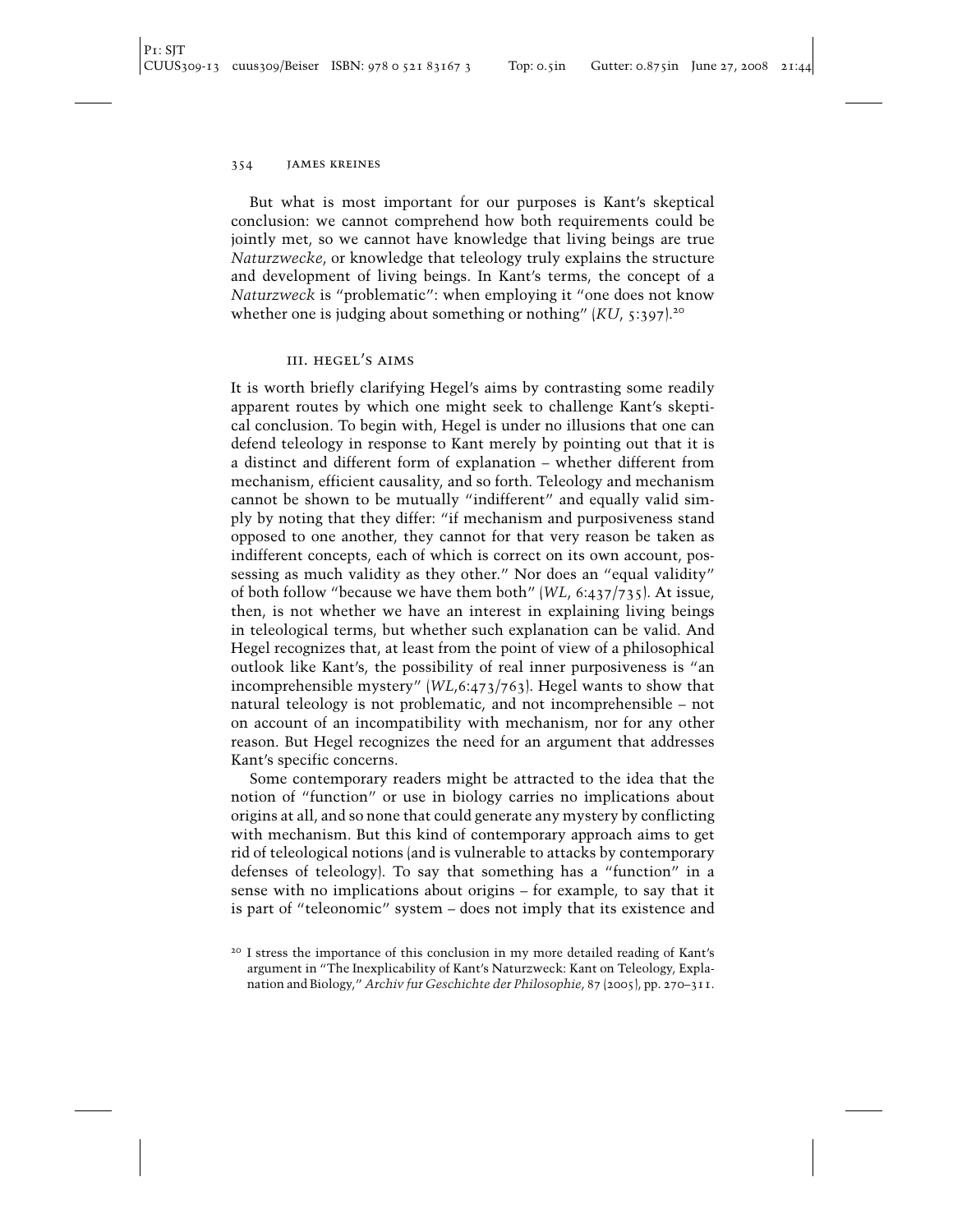But what is most important for our purposes is Kant's skeptical conclusion: we cannot comprehend how both requirements could be jointly met, so we cannot have knowledge that living beings are true *Naturzwecke*, or knowledge that teleology truly explains the structure and development of living beings. In Kant's terms, the concept of a *Naturzweck* is "problematic": when employing it "one does not know whether one is judging about something or nothing" (*KU*, 5:397).[20]

### III. HEGEL'S AIMS

It is worth briefly clarifying Hegel's aims by contrasting some readily apparent routes by which one might seek to challenge Kant's skeptical conclusion. To begin with, Hegel is under no illusions that one can defend teleology in response to Kant merely by pointing out that it is a distinct and different form of explanation – whether different from mechanism, efficient causality, and so forth. Teleology and mechanism cannot be shown to be mutually "indifferent" and equally valid simply by noting that they differ: "if mechanism and purposiveness stand opposed to one another, they cannot for that very reason be taken as indifferent concepts, each of which is correct on its own account, possessing as much validity as they other." Nor does an "equal validity" of both follow "because we have them both" (*WL*, 6:437/735). At issue, then, is not whether we have an interest in explaining living beings in teleological terms, but whether such explanation can be valid. And Hegel recognizes that, at least from the point of view of a philosophical outlook like Kant's, the possibility of real inner purposiveness is "an incomprehensible mystery" (*WL*,6:473/763). Hegel wants to show that natural teleology is not problematic, and not incomprehensible – not on account of an incompatibility with mechanism, nor for any other reason. But Hegel recognizes the need for an argument that addresses Kant's specific concerns.

Some contemporary readers might be attracted to the idea that the notion of "function" or use in biology carries no implications about origins at all, and so none that could generate any mystery by conflicting with mechanism. But this kind of contemporary approach aims to get rid of teleological notions (and is vulnerable to attacks by contemporary defenses of teleology). To say that something has a "function" in a sense with no implications about origins – for example, to say that it is part of "teleonomic" system – does not imply that its existence and

[20] I stress the importance of this conclusion in my more detailed reading of Kant's argument in "The Inexplicability of Kant's Naturzweck: Kant on Teleology, Explanation and Biology," *Archiv fur Geschichte der Philosophie*, 87 (2005), pp. 270–311.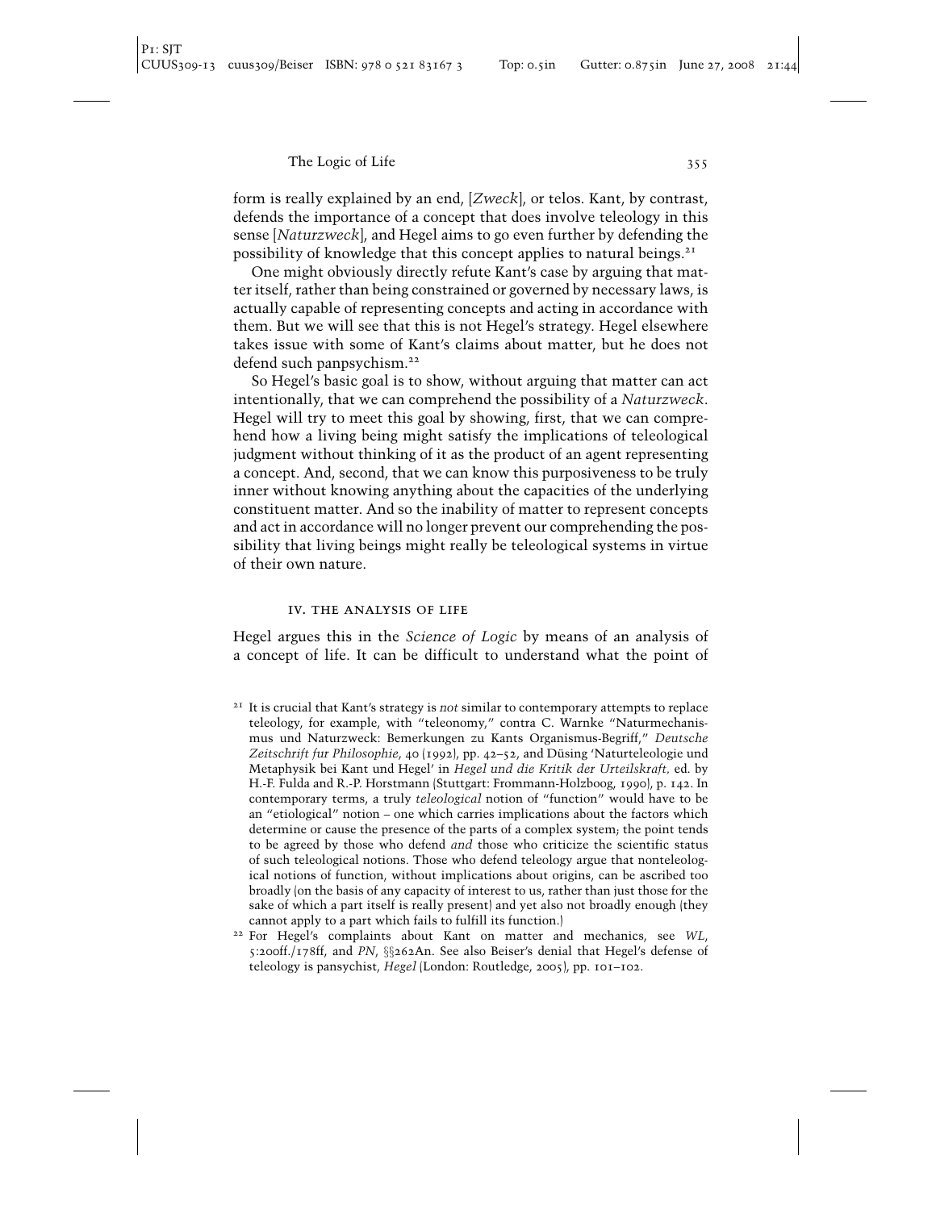form is really explained by an end, [*Zweck*], or telos. Kant, by contrast, defends the importance of a concept that does involve teleology in this sense [*Naturzweck*], and Hegel aims to go even further by defending the possibility of knowledge that this concept applies to natural beings.[21]

One might obviously directly refute Kant's case by arguing that matter itself, rather than being constrained or governed by necessary laws, is actually capable of representing concepts and acting in accordance with them. But we will see that this is not Hegel's strategy. Hegel elsewhere takes issue with some of Kant's claims about matter, but he does not defend such panpsychism.[22]

So Hegel's basic goal is to show, without arguing that matter can act intentionally, that we can comprehend the possibility of a *Naturzweck*. Hegel will try to meet this goal by showing, first, that we can comprehend how a living being might satisfy the implications of teleological judgment without thinking of it as the product of an agent representing a concept. And, second, that we can know this purposiveness to be truly inner without knowing anything about the capacities of the underlying constituent matter. And so the inability of matter to represent concepts and act in accordance will no longer prevent our comprehending the possibility that living beings might really be teleological systems in virtue of their own nature.

## IV. THE ANALYSIS OF LIFE

Hegel argues this in the *Science of Logic* by means of an analysis of a concept of life. It can be difficult to understand what the point of

---

[21] It is crucial that Kant's strategy is *not* similar to contemporary attempts to replace teleology, for example, with "teleonomy," contra C. Warnke "Naturmechanismus und Naturzweck: Bemerkungen zu Kants Organismus-Begriff," *Deutsche Zeitschrift fur Philosophie*, 40 (1992), pp. 42–52, and Düsing 'Naturteleologie und Metaphysik bei Kant und Hegel' in *Hegel und die Kritik der Urteilskraft*, ed. by H.-F. Fulda and R.-P. Horstmann (Stuttgart: Frommann-Holzboog, 1990), p. 142. In contemporary terms, a truly *teleological* notion of "function" would have to be an "etiological" notion – one which carries implications about the factors which determine or cause the presence of the parts of a complex system; the point tends to be agreed by those who defend *and* those who criticize the scientific status of such teleological notions. Those who defend teleology argue that nonteleological notions of function, without implications about origins, can be ascribed too broadly (on the basis of any capacity of interest to us, rather than just those for the sake of which a part itself is really present) and yet also not broadly enough (they cannot apply to a part which fails to fulfill its function.)

[22] For Hegel's complaints about Kant on matter and mechanics, see *WL*, 5:200ff./178ff, and *PN*, §§262An. See also Beiser's denial that Hegel's defense of teleology is pansychist, *Hegel* (London: Routledge, 2005), pp. 101–102.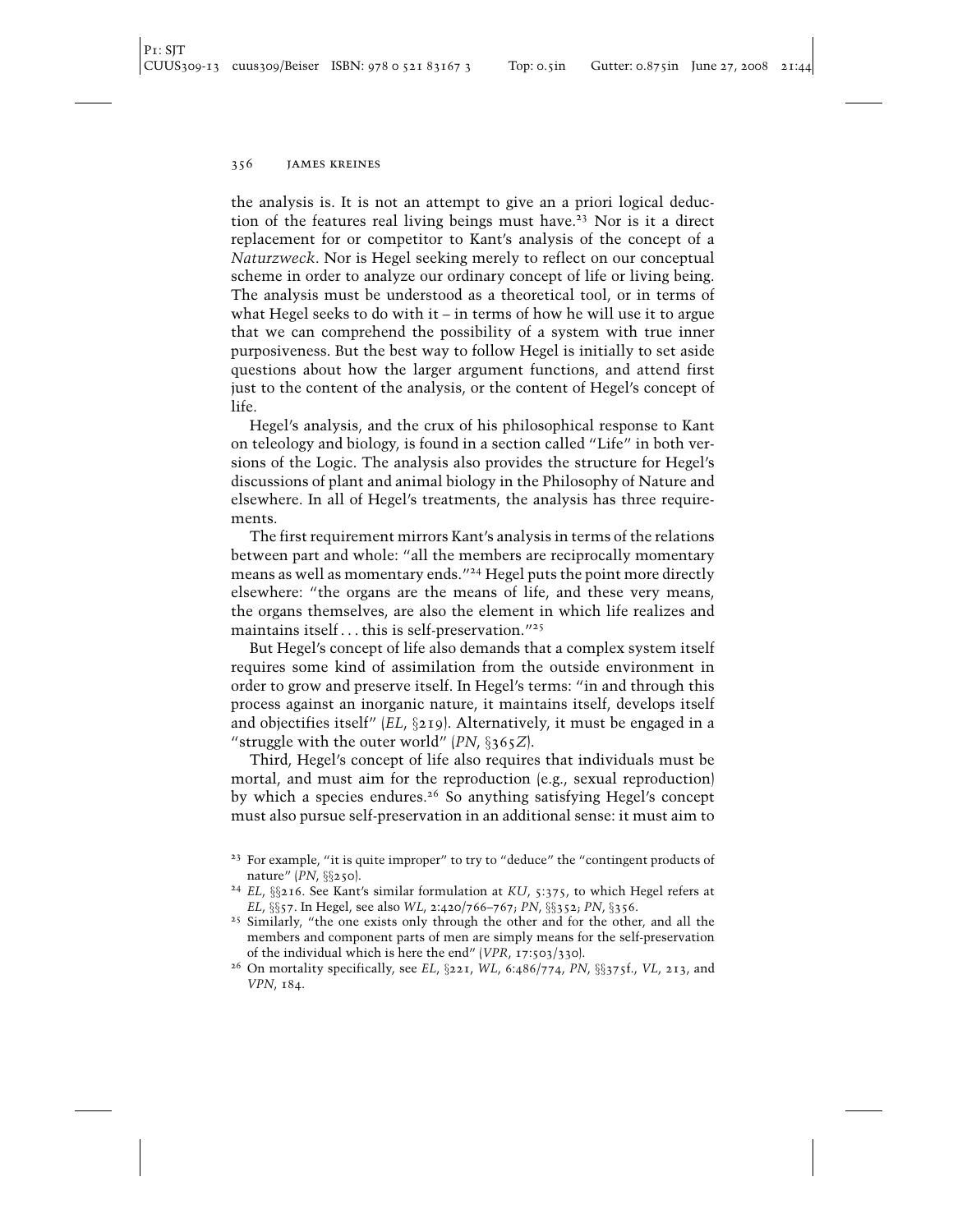the analysis is. It is not an attempt to give an a priori logical deduction of the features real living beings must have.[23] Nor is it a direct replacement for or competitor to Kant's analysis of the concept of a *Naturzweck*. Nor is Hegel seeking merely to reflect on our conceptual scheme in order to analyze our ordinary concept of life or living being. The analysis must be understood as a theoretical tool, or in terms of what Hegel seeks to do with it – in terms of how he will use it to argue that we can comprehend the possibility of a system with true inner purposiveness. But the best way to follow Hegel is initially to set aside questions about how the larger argument functions, and attend first just to the content of the analysis, or the content of Hegel's concept of life.

Hegel's analysis, and the crux of his philosophical response to Kant on teleology and biology, is found in a section called "Life" in both versions of the Logic. The analysis also provides the structure for Hegel's discussions of plant and animal biology in the Philosophy of Nature and elsewhere. In all of Hegel's treatments, the analysis has three requirements.

The first requirement mirrors Kant's analysis in terms of the relations between part and whole: "all the members are reciprocally momentary means as well as momentary ends."[24] Hegel puts the point more directly elsewhere: "the organs are the means of life, and these very means, the organs themselves, are also the element in which life realizes and maintains itself . . . this is self-preservation."[25]

But Hegel's concept of life also demands that a complex system itself requires some kind of assimilation from the outside environment in order to grow and preserve itself. In Hegel's terms: "in and through this process against an inorganic nature, it maintains itself, develops itself and objectifies itself" (*EL*, §219). Alternatively, it must be engaged in a "struggle with the outer world" (*PN*, §365*Z*).

Third, Hegel's concept of life also requires that individuals must be mortal, and must aim for the reproduction (e.g., sexual reproduction) by which a species endures.[26] So anything satisfying Hegel's concept must also pursue self-preservation in an additional sense: it must aim to

---

[23] For example, "it is quite improper" to try to "deduce" the "contingent products of nature" (*PN*, §§250).

[24] *EL*, §§216. See Kant's similar formulation at *KU*, 5:375, to which Hegel refers at *EL*, §§57. In Hegel, see also *WL*, 2:420/766–767; *PN*, §§352; *PN*, §356.

[25] Similarly, "the one exists only through the other and for the other, and all the members and component parts of men are simply means for the self-preservation of the individual which is here the end" (*VPR*, 17:503/330).

[26] On mortality specifically, see *EL*, §221, *WL*, 6:486/774, *PN*, §§375f., *VL*, 213, and *VPN*, 184.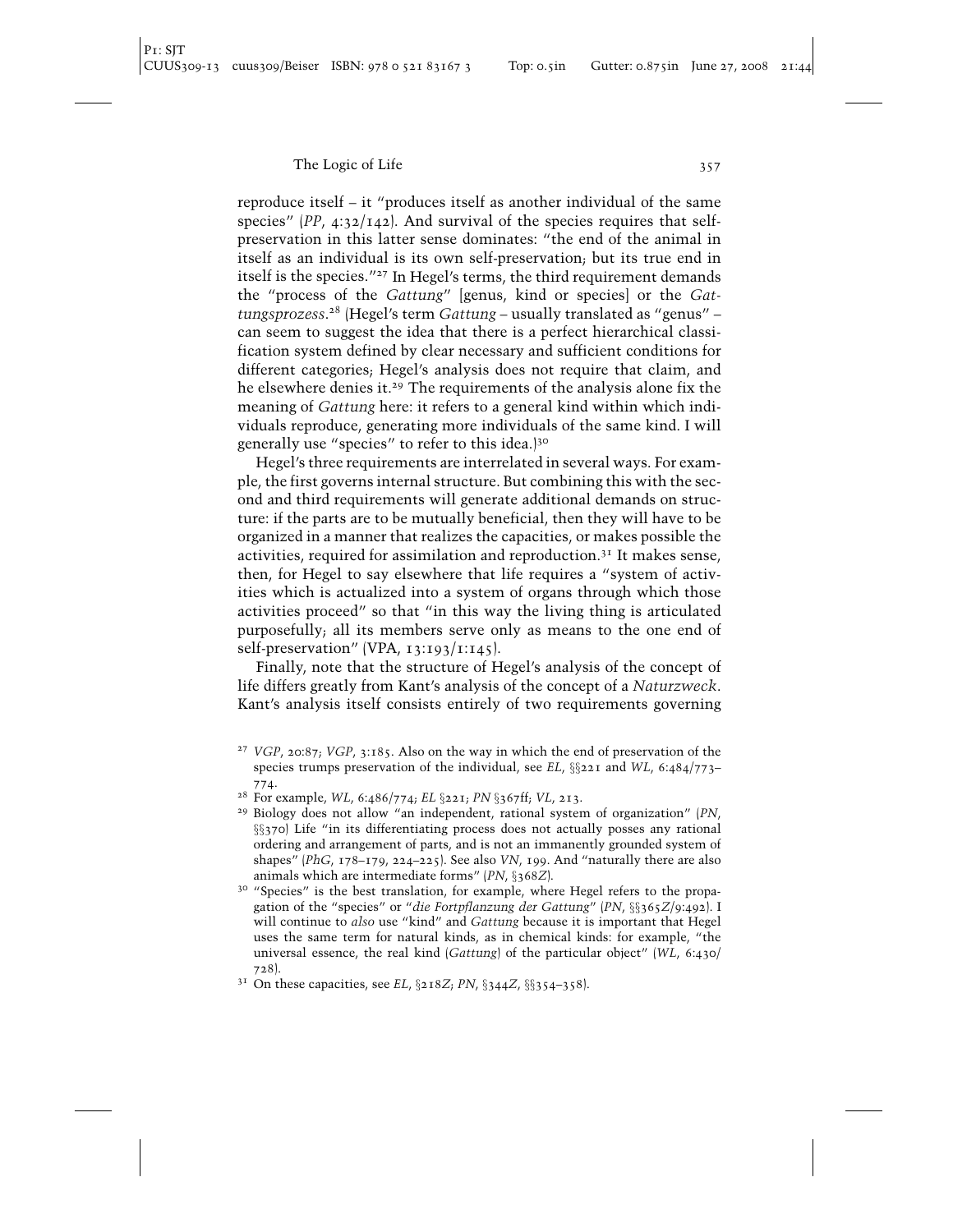reproduce itself – it "produces itself as another individual of the same species" (*PP*, 4:32/142). And survival of the species requires that self-preservation in this latter sense dominates: "the end of the animal in itself as an individual is its own self-preservation; but its true end in itself is the species."[27] In Hegel's terms, the third requirement demands the "process of the *Gattung*" [genus, kind or species] or the *Gattungsprozess*.[28] (Hegel's term *Gattung* – usually translated as "genus" – can seem to suggest the idea that there is a perfect hierarchical classification system defined by clear necessary and sufficient conditions for different categories; Hegel's analysis does not require that claim, and he elsewhere denies it.[29] The requirements of the analysis alone fix the meaning of *Gattung* here: it refers to a general kind within which individuals reproduce, generating more individuals of the same kind. I will generally use "species" to refer to this idea.)[30]

Hegel's three requirements are interrelated in several ways. For example, the first governs internal structure. But combining this with the second and third requirements will generate additional demands on structure: if the parts are to be mutually beneficial, then they will have to be organized in a manner that realizes the capacities, or makes possible the activities, required for assimilation and reproduction.[31] It makes sense, then, for Hegel to say elsewhere that life requires a "system of activities which is actualized into a system of organs through which those activities proceed" so that "in this way the living thing is articulated purposefully; all its members serve only as means to the one end of self-preservation" (VPA, 13:193/1:145).

Finally, note that the structure of Hegel's analysis of the concept of life differs greatly from Kant's analysis of the concept of a *Naturzweck*. Kant's analysis itself consists entirely of two requirements governing

---

[27] *VGP*, 20:87; *VGP*, 3:185. Also on the way in which the end of preservation of the species trumps preservation of the individual, see *EL*, §§221 and *WL*, 6:484/773–774.

[28] For example, *WL*, 6:486/774; *EL* §221; *PN* §367ff; *VL*, 213.

[29] Biology does not allow "an independent, rational system of organization" (*PN*, §§370) Life "in its differentiating process does not actually posses any rational ordering and arrangement of parts, and is not an immanently grounded system of shapes" (*PhG*, 178–179, 224–225). See also *VN*, 199. And "naturally there are also animals which are intermediate forms" (*PN*, §368*Z*).

[30] "Species" is the best translation, for example, where Hegel refers to the propagation of the "species" or "*die Fortpflanzung der Gattung*" (*PN*, §§365*Z*/9:492). I will continue to *also* use "kind" and *Gattung* because it is important that Hegel uses the same term for natural kinds, as in chemical kinds: for example, "the universal essence, the real kind (*Gattung*) of the particular object" (*WL*, 6:430/728).

[31] On these capacities, see *EL*, §218*Z*; *PN*, §344*Z*, §§354–358).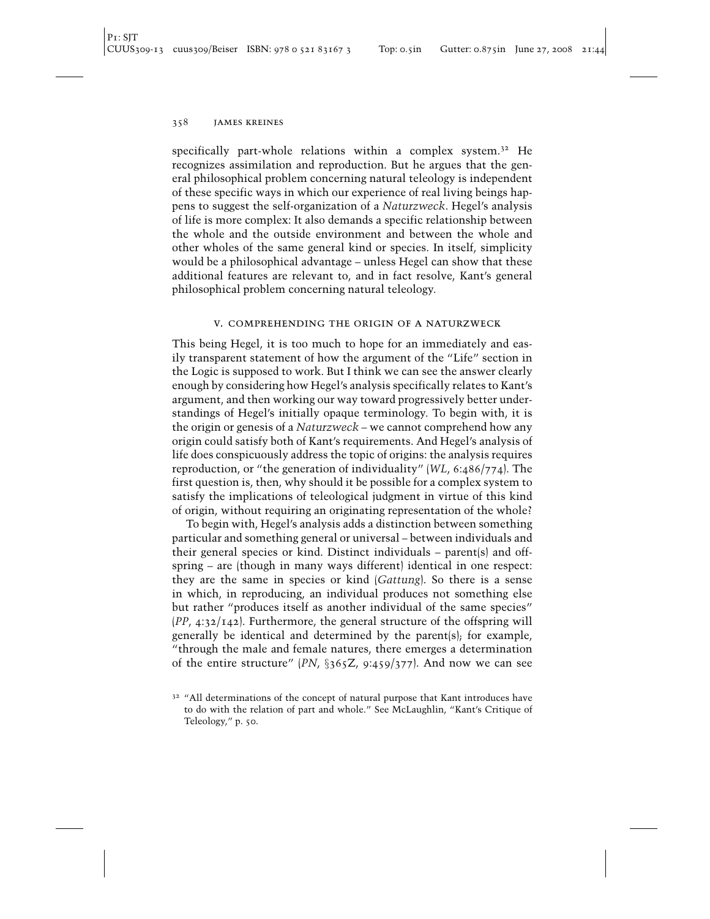specifically part-whole relations within a complex system.[32] He recognizes assimilation and reproduction. But he argues that the general philosophical problem concerning natural teleology is independent of these specific ways in which our experience of real living beings happens to suggest the self-organization of a *Naturzweck*. Hegel's analysis of life is more complex: It also demands a specific relationship between the whole and the outside environment and between the whole and other wholes of the same general kind or species. In itself, simplicity would be a philosophical advantage – unless Hegel can show that these additional features are relevant to, and in fact resolve, Kant's general philosophical problem concerning natural teleology.

## V. COMPREHENDING THE ORIGIN OF A NATURZWECK

This being Hegel, it is too much to hope for an immediately and easily transparent statement of how the argument of the "Life" section in the Logic is supposed to work. But I think we can see the answer clearly enough by considering how Hegel's analysis specifically relates to Kant's argument, and then working our way toward progressively better understandings of Hegel's initially opaque terminology. To begin with, it is the origin or genesis of a *Naturzweck* – we cannot comprehend how any origin could satisfy both of Kant's requirements. And Hegel's analysis of life does conspicuously address the topic of origins: the analysis requires reproduction, or "the generation of individuality" (*WL*, 6:486/774). The first question is, then, why should it be possible for a complex system to satisfy the implications of teleological judgment in virtue of this kind of origin, without requiring an originating representation of the whole?

To begin with, Hegel's analysis adds a distinction between something particular and something general or universal – between individuals and their general species or kind. Distinct individuals – parent(s) and offspring – are (though in many ways different) identical in one respect: they are the same in species or kind (*Gattung*). So there is a sense in which, in reproducing, an individual produces not something else but rather "produces itself as another individual of the same species" (*PP*, 4:32/142). Furthermore, the general structure of the offspring will generally be identical and determined by the parent(s); for example, "through the male and female natures, there emerges a determination of the entire structure" (*PN*, §365Z, 9:459/377). And now we can see

[32] "All determinations of the concept of natural purpose that Kant introduces have to do with the relation of part and whole." See McLaughlin, "Kant's Critique of Teleology," p. 50.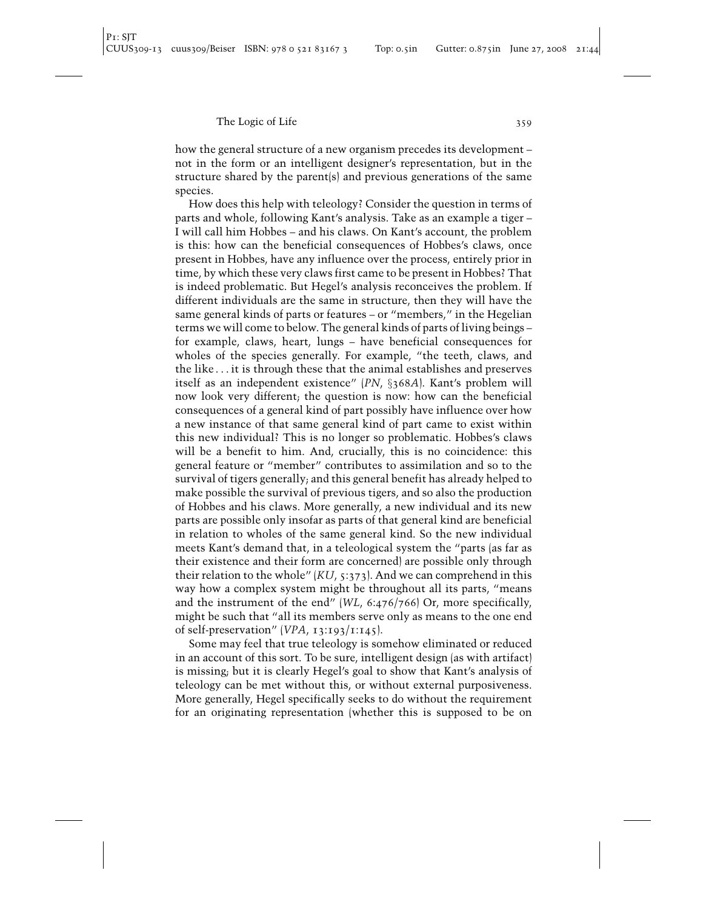how the general structure of a new organism precedes its development – not in the form or an intelligent designer's representation, but in the structure shared by the parent(s) and previous generations of the same species.

How does this help with teleology? Consider the question in terms of parts and whole, following Kant's analysis. Take as an example a tiger – I will call him Hobbes – and his claws. On Kant's account, the problem is this: how can the beneficial consequences of Hobbes's claws, once present in Hobbes, have any influence over the process, entirely prior in time, by which these very claws first came to be present in Hobbes? That is indeed problematic. But Hegel's analysis reconceives the problem. If different individuals are the same in structure, then they will have the same general kinds of parts or features – or "members," in the Hegelian terms we will come to below. The general kinds of parts of living beings – for example, claws, heart, lungs – have beneficial consequences for wholes of the species generally. For example, "the teeth, claws, and the like ... it is through these that the animal establishes and preserves itself as an independent existence" (*PN*, §368*A*). Kant's problem will now look very different; the question is now: how can the beneficial consequences of a general kind of part possibly have influence over how a new instance of that same general kind of part came to exist within this new individual? This is no longer so problematic. Hobbes's claws will be a benefit to him. And, crucially, this is no coincidence: this general feature or "member" contributes to assimilation and so to the survival of tigers generally; and this general benefit has already helped to make possible the survival of previous tigers, and so also the production of Hobbes and his claws. More generally, a new individual and its new parts are possible only insofar as parts of that general kind are beneficial in relation to wholes of the same general kind. So the new individual meets Kant's demand that, in a teleological system the "parts (as far as their existence and their form are concerned) are possible only through their relation to the whole" (*KU*, 5:373). And we can comprehend in this way how a complex system might be throughout all its parts, "means and the instrument of the end" (*WL*, 6:476/766) Or, more specifically, might be such that "all its members serve only as means to the one end of self-preservation" (*VPA*, 13:193/1:145).

Some may feel that true teleology is somehow eliminated or reduced in an account of this sort. To be sure, intelligent design (as with artifact) is missing; but it is clearly Hegel's goal to show that Kant's analysis of teleology can be met without this, or without external purposiveness. More generally, Hegel specifically seeks to do without the requirement for an originating representation (whether this is supposed to be on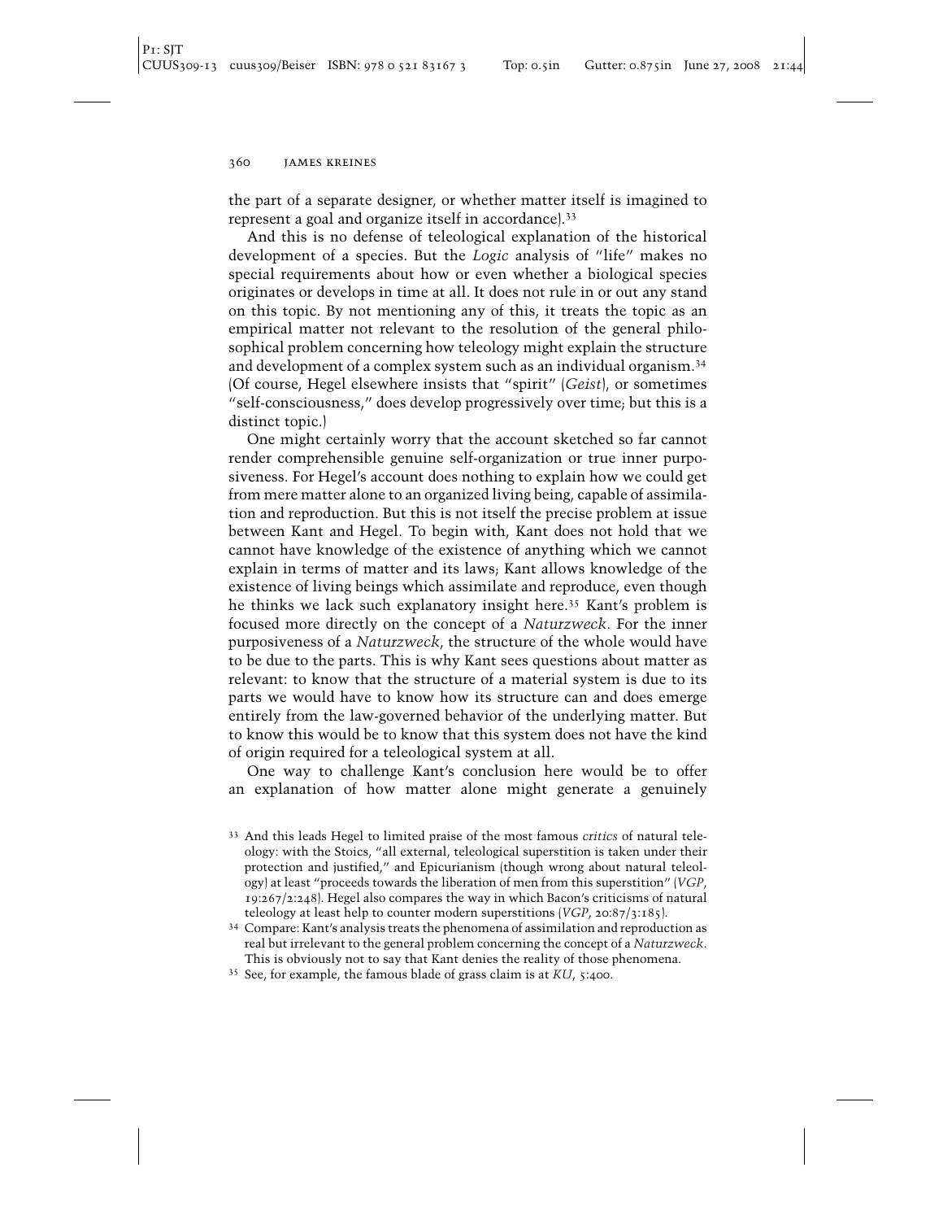the part of a separate designer, or whether matter itself is imagined to represent a goal and organize itself in accordance).[33]

And this is no defense of teleological explanation of the historical development of a species. But the *Logic* analysis of "life" makes no special requirements about how or even whether a biological species originates or develops in time at all. It does not rule in or out any stand on this topic. By not mentioning any of this, it treats the topic as an empirical matter not relevant to the resolution of the general philosophical problem concerning how teleology might explain the structure and development of a complex system such as an individual organism.[34] (Of course, Hegel elsewhere insists that "spirit" (*Geist*), or sometimes "self-consciousness," does develop progressively over time; but this is a distinct topic.)

One might certainly worry that the account sketched so far cannot render comprehensible genuine self-organization or true inner purposiveness. For Hegel's account does nothing to explain how we could get from mere matter alone to an organized living being, capable of assimilation and reproduction. But this is not itself the precise problem at issue between Kant and Hegel. To begin with, Kant does not hold that we cannot have knowledge of the existence of anything which we cannot explain in terms of matter and its laws; Kant allows knowledge of the existence of living beings which assimilate and reproduce, even though he thinks we lack such explanatory insight here.[35] Kant's problem is focused more directly on the concept of a *Naturzweck*. For the inner purposiveness of a *Naturzweck*, the structure of the whole would have to be due to the parts. This is why Kant sees questions about matter as relevant: to know that the structure of a material system is due to its parts we would have to know how its structure can and does emerge entirely from the law-governed behavior of the underlying matter. But to know this would be to know that this system does not have the kind of origin required for a teleological system at all.

One way to challenge Kant's conclusion here would be to offer an explanation of how matter alone might generate a genuinely

---

33 And this leads Hegel to limited praise of the most famous *critics* of natural teleology: with the Stoics, "all external, teleological superstition is taken under their protection and justified," and Epicurianism (though wrong about natural teleology) at least "proceeds towards the liberation of men from this superstition" (*VGP*, 19:267/2:248). Hegel also compares the way in which Bacon's criticisms of natural teleology at least help to counter modern superstitions (*VGP*, 20:87/3:185).

34 Compare: Kant's analysis treats the phenomena of assimilation and reproduction as real but irrelevant to the general problem concerning the concept of a *Naturzweck*. This is obviously not to say that Kant denies the reality of those phenomena.

35 See, for example, the famous blade of grass claim is at *KU*, 5:400.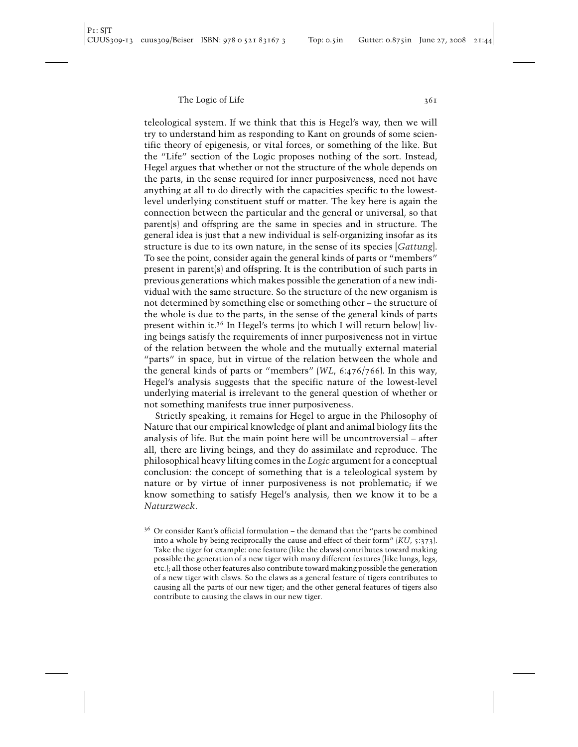teleological system. If we think that this is Hegel's way, then we will try to understand him as responding to Kant on grounds of some scientific theory of epigenesis, or vital forces, or something of the like. But the "Life" section of the Logic proposes nothing of the sort. Instead, Hegel argues that whether or not the structure of the whole depends on the parts, in the sense required for inner purposiveness, need not have anything at all to do directly with the capacities specific to the lowest-level underlying constituent stuff or matter. The key here is again the connection between the particular and the general or universal, so that parent(s) and offspring are the same in species and in structure. The general idea is just that a new individual is self-organizing insofar as its structure is due to its own nature, in the sense of its species [*Gattung*]. To see the point, consider again the general kinds of parts or "members" present in parent(s) and offspring. It is the contribution of such parts in previous generations which makes possible the generation of a new individual with the same structure. So the structure of the new organism is not determined by something else or something other – the structure of the whole is due to the parts, in the sense of the general kinds of parts present within it.[36] In Hegel's terms (to which I will return below) living beings satisfy the requirements of inner purposiveness not in virtue of the relation between the whole and the mutually external material "parts" in space, but in virtue of the relation between the whole and the general kinds of parts or "members" (*WL*, 6:476/766). In this way, Hegel's analysis suggests that the specific nature of the lowest-level underlying material is irrelevant to the general question of whether or not something manifests true inner purposiveness.

Strictly speaking, it remains for Hegel to argue in the Philosophy of Nature that our empirical knowledge of plant and animal biology fits the analysis of life. But the main point here will be uncontroversial – after all, there are living beings, and they do assimilate and reproduce. The philosophical heavy lifting comes in the *Logic* argument for a conceptual conclusion: the concept of something that is a teleological system by nature or by virtue of inner purposiveness is not problematic; if we know something to satisfy Hegel's analysis, then we know it to be a *Naturzweck*.

[36] Or consider Kant's official formulation – the demand that the "parts be combined into a whole by being reciprocally the cause and effect of their form" (*KU*, 5:373). Take the tiger for example: one feature (like the claws) contributes toward making possible the generation of a new tiger with many different features (like lungs, legs, etc.); all those other features also contribute toward making possible the generation of a new tiger with claws. So the claws as a general feature of tigers contributes to causing all the parts of our new tiger; and the other general features of tigers also contribute to causing the claws in our new tiger.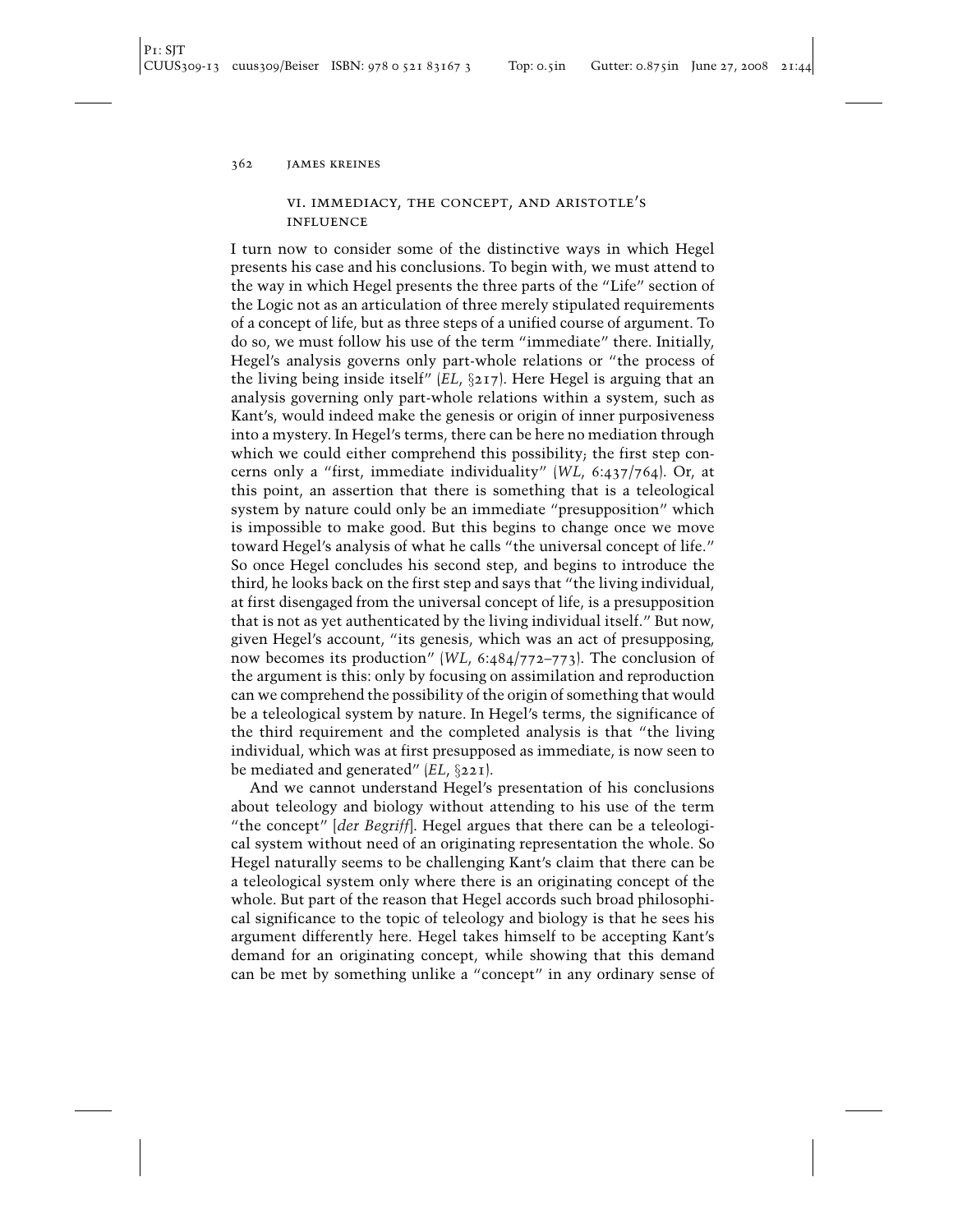## VI. IMMEDIACY, THE CONCEPT, AND ARISTOTLE'S INFLUENCE

I turn now to consider some of the distinctive ways in which Hegel presents his case and his conclusions. To begin with, we must attend to the way in which Hegel presents the three parts of the "Life" section of the Logic not as an articulation of three merely stipulated requirements of a concept of life, but as three steps of a unified course of argument. To do so, we must follow his use of the term "immediate" there. Initially, Hegel's analysis governs only part-whole relations or "the process of the living being inside itself" (*EL*, §217). Here Hegel is arguing that an analysis governing only part-whole relations within a system, such as Kant's, would indeed make the genesis or origin of inner purposiveness into a mystery. In Hegel's terms, there can be here no mediation through which we could either comprehend this possibility; the first step concerns only a "first, immediate individuality" (*WL*, 6:437/764). Or, at this point, an assertion that there is something that is a teleological system by nature could only be an immediate "presupposition" which is impossible to make good. But this begins to change once we move toward Hegel's analysis of what he calls "the universal concept of life." So once Hegel concludes his second step, and begins to introduce the third, he looks back on the first step and says that "the living individual, at first disengaged from the universal concept of life, is a presupposition that is not as yet authenticated by the living individual itself." But now, given Hegel's account, "its genesis, which was an act of presupposing, now becomes its production" (*WL*, 6:484/772–773). The conclusion of the argument is this: only by focusing on assimilation and reproduction can we comprehend the possibility of the origin of something that would be a teleological system by nature. In Hegel's terms, the significance of the third requirement and the completed analysis is that "the living individual, which was at first presupposed as immediate, is now seen to be mediated and generated" (*EL*, §221).

And we cannot understand Hegel's presentation of his conclusions about teleology and biology without attending to his use of the term "the concept" [*der Begriff*]. Hegel argues that there can be a teleological system without need of an originating representation the whole. So Hegel naturally seems to be challenging Kant's claim that there can be a teleological system only where there is an originating concept of the whole. But part of the reason that Hegel accords such broad philosophical significance to the topic of teleology and biology is that he sees his argument differently here. Hegel takes himself to be accepting Kant's demand for an originating concept, while showing that this demand can be met by something unlike a "concept" in any ordinary sense of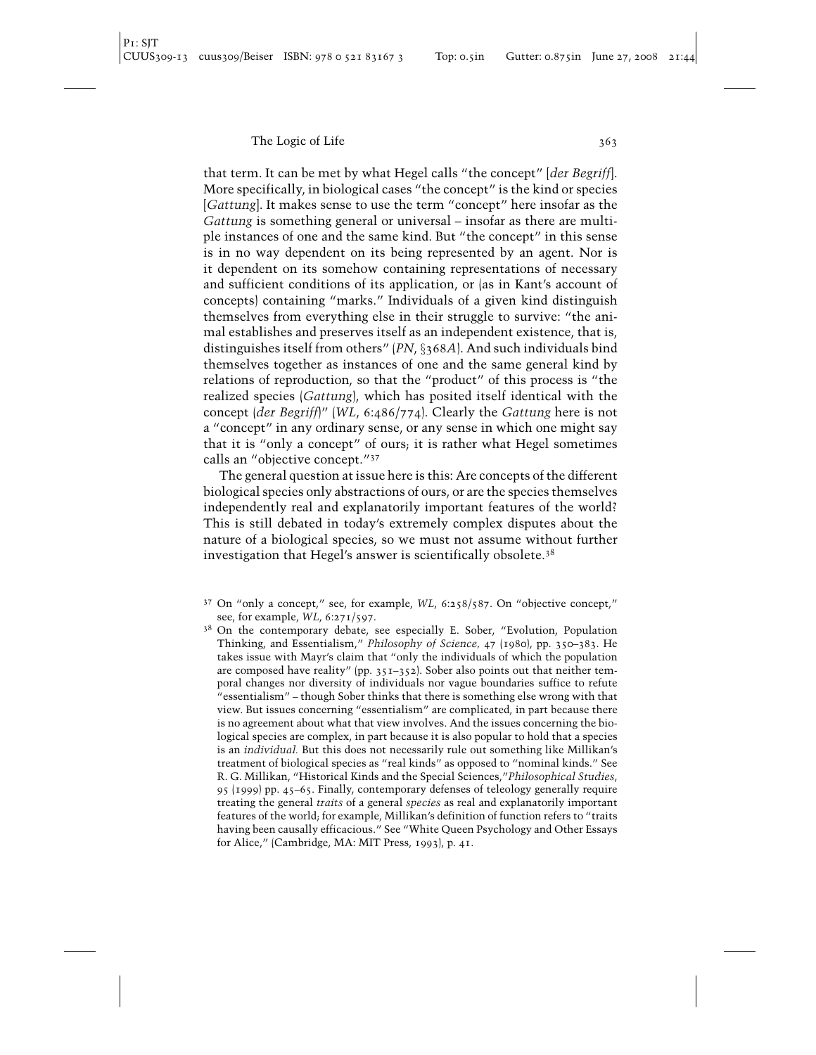that term. It can be met by what Hegel calls "the concept" [*der Begriff*]. More specifically, in biological cases "the concept" is the kind or species [*Gattung*]. It makes sense to use the term "concept" here insofar as the *Gattung* is something general or universal – insofar as there are multiple instances of one and the same kind. But "the concept" in this sense is in no way dependent on its being represented by an agent. Nor is it dependent on its somehow containing representations of necessary and sufficient conditions of its application, or (as in Kant's account of concepts) containing "marks." Individuals of a given kind distinguish themselves from everything else in their struggle to survive: "the animal establishes and preserves itself as an independent existence, that is, distinguishes itself from others" (*PN*, §368*A*). And such individuals bind themselves together as instances of one and the same general kind by relations of reproduction, so that the "product" of this process is "the realized species (*Gattung*), which has posited itself identical with the concept (*der Begriff*)" (*WL*, 6:486/774). Clearly the *Gattung* here is not a "concept" in any ordinary sense, or any sense in which one might say that it is "only a concept" of ours; it is rather what Hegel sometimes calls an "objective concept."[37]

The general question at issue here is this: Are concepts of the different biological species only abstractions of ours, or are the species themselves independently real and explanatorily important features of the world? This is still debated in today's extremely complex disputes about the nature of a biological species, so we must not assume without further investigation that Hegel's answer is scientifically obsolete.[38]

---

[37] On "only a concept," see, for example, *WL*, 6:258/587. On "objective concept," see, for example, *WL*, 6:271/597.

[38] On the contemporary debate, see especially E. Sober, "Evolution, Population Thinking, and Essentialism," *Philosophy of Science*, 47 (1980), pp. 350–383. He takes issue with Mayr's claim that "only the individuals of which the population are composed have reality" (pp. 351–352). Sober also points out that neither temporal changes nor diversity of individuals nor vague boundaries suffice to refute "essentialism" – though Sober thinks that there is something else wrong with that view. But issues concerning "essentialism" are complicated, in part because there is no agreement about what that view involves. And the issues concerning the biological species are complex, in part because it is also popular to hold that a species is an *individual.* But this does not necessarily rule out something like Millikan's treatment of biological species as "real kinds" as opposed to "nominal kinds." See R. G. Millikan, "Historical Kinds and the Special Sciences,"*Philosophical Studies*, 95 (1999) pp. 45–65. Finally, contemporary defenses of teleology generally require treating the general *traits* of a general *species* as real and explanatorily important features of the world; for example, Millikan's definition of function refers to "traits having been causally efficacious." See "White Queen Psychology and Other Essays for Alice," (Cambridge, MA: MIT Press, 1993), p. 41.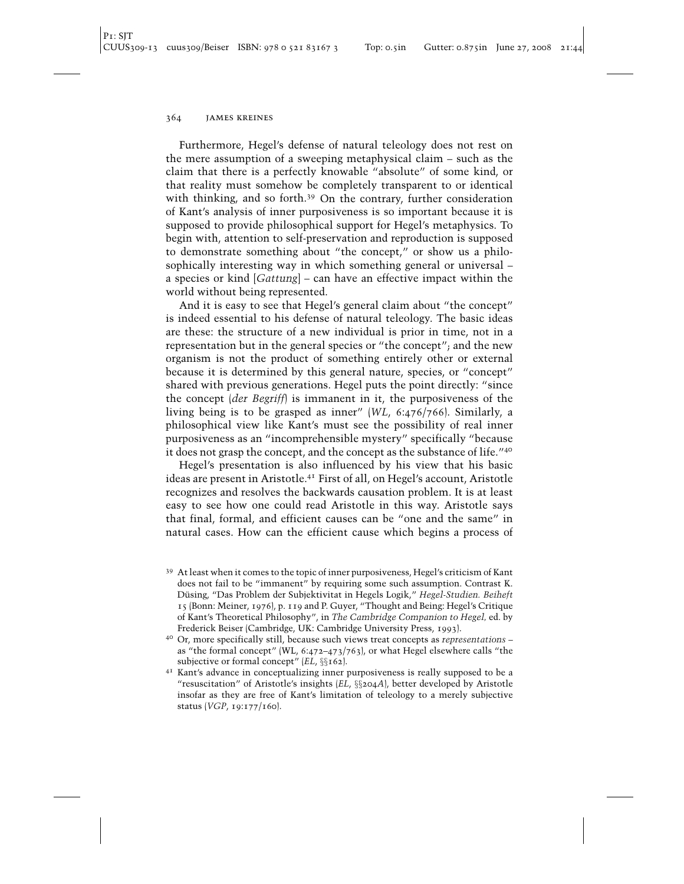Furthermore, Hegel's defense of natural teleology does not rest on the mere assumption of a sweeping metaphysical claim – such as the claim that there is a perfectly knowable "absolute" of some kind, or that reality must somehow be completely transparent to or identical with thinking, and so forth.[39] On the contrary, further consideration of Kant's analysis of inner purposiveness is so important because it is supposed to provide philosophical support for Hegel's metaphysics. To begin with, attention to self-preservation and reproduction is supposed to demonstrate something about "the concept," or show us a philosophically interesting way in which something general or universal – a species or kind [*Gattung*] – can have an effective impact within the world without being represented.

And it is easy to see that Hegel's general claim about "the concept" is indeed essential to his defense of natural teleology. The basic ideas are these: the structure of a new individual is prior in time, not in a representation but in the general species or "the concept"; and the new organism is not the product of something entirely other or external because it is determined by this general nature, species, or "concept" shared with previous generations. Hegel puts the point directly: "since the concept (*der Begriff*) is immanent in it, the purposiveness of the living being is to be grasped as inner" (*WL*, 6:476/766). Similarly, a philosophical view like Kant's must see the possibility of real inner purposiveness as an "incomprehensible mystery" specifically "because it does not grasp the concept, and the concept as the substance of life."[40]

Hegel's presentation is also influenced by his view that his basic ideas are present in Aristotle.[41] First of all, on Hegel's account, Aristotle recognizes and resolves the backwards causation problem. It is at least easy to see how one could read Aristotle in this way. Aristotle says that final, formal, and efficient causes can be "one and the same" in natural cases. How can the efficient cause which begins a process of

---

[39] At least when it comes to the topic of inner purposiveness, Hegel's criticism of Kant does not fail to be "immanent" by requiring some such assumption. Contrast K. Düsing, "Das Problem der Subjektivitat in Hegels Logik," *Hegel-Studien. Beiheft* 15 (Bonn: Meiner, 1976), p. 119 and P. Guyer, "Thought and Being: Hegel's Critique of Kant's Theoretical Philosophy", in *The Cambridge Companion to Hegel*, ed. by Frederick Beiser (Cambridge, UK: Cambridge University Press, 1993).

[40] Or, more specifically still, because such views treat concepts as *representations* – as "the formal concept" (WL, 6:472–473/763), or what Hegel elsewhere calls "the subjective or formal concept" (*EL*, §§162).

[41] Kant's advance in conceptualizing inner purposiveness is really supposed to be a "resuscitation" of Aristotle's insights (*EL*, §§204*A*), better developed by Aristotle insofar as they are free of Kant's limitation of teleology to a merely subjective status (*VGP*, 19:177/160).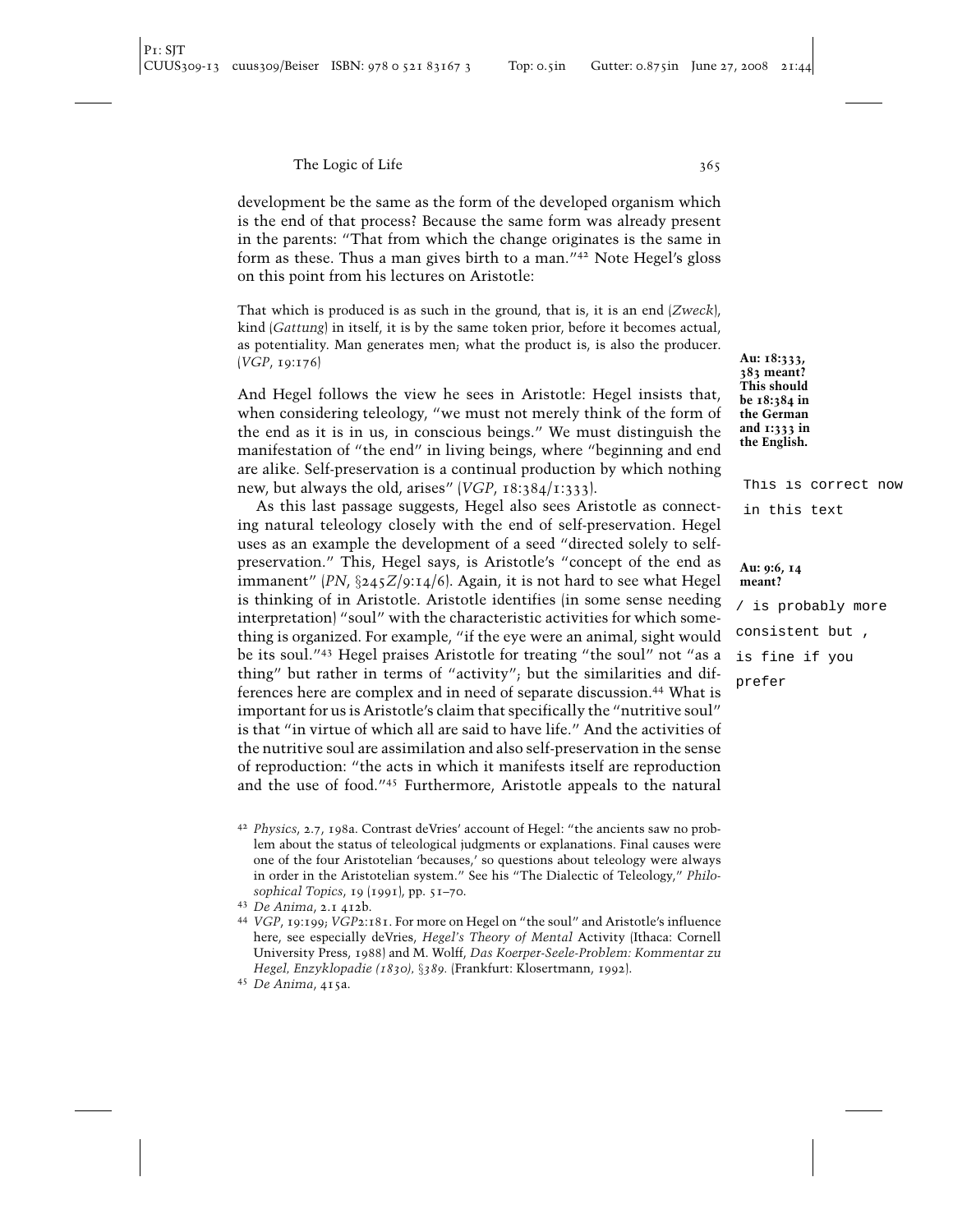development be the same as the form of the developed organism which is the end of that process? Because the same form was already present in the parents: "That from which the change originates is the same in form as these. Thus a man gives birth to a man."[42] Note Hegel's gloss on this point from his lectures on Aristotle:

> That which is produced is as such in the ground, that is, it is an end (*Zweck*), kind (*Gattung*) in itself, it is by the same token prior, before it becomes actual, as potentiality. Man generates men; what the product is, is also the producer. (*VGP*, 19:176)

**Au: 18:333, 383 meant? This should be 18:384 in the German and 1:333 in the English.**

This is correct now in this text

And Hegel follows the view he sees in Aristotle: Hegel insists that, when considering teleology, "we must not merely think of the form of the end as it is in us, in conscious beings." We must distinguish the manifestation of "the end" in living beings, where "beginning and end are alike. Self-preservation is a continual production by which nothing new, but always the old, arises" (*VGP*, 18:384/1:333).

**Au: 9:6, 14 meant?**

/ is probably more consistent but , is fine if you prefer

As this last passage suggests, Hegel also sees Aristotle as connecting natural teleology closely with the end of self-preservation. Hegel uses as an example the development of a seed "directed solely to self-preservation." This, Hegel says, is Aristotle's "concept of the end as immanent" (*PN*, §245*Z*/9:14/6). Again, it is not hard to see what Hegel is thinking of in Aristotle. Aristotle identifies (in some sense needing interpretation) "soul" with the characteristic activities for which something is organized. For example, "if the eye were an animal, sight would be its soul."[43] Hegel praises Aristotle for treating "the soul" not "as a thing" but rather in terms of "activity"; but the similarities and differences here are complex and in need of separate discussion.[44] What is important for us is Aristotle's claim that specifically the "nutritive soul" is that "in virtue of which all are said to have life." And the activities of the nutritive soul are assimilation and also self-preservation in the sense of reproduction: "the acts in which it manifests itself are reproduction and the use of food."[45] Furthermore, Aristotle appeals to the natural

---

[42] *Physics*, 2.7, 198a. Contrast deVries' account of Hegel: "the ancients saw no problem about the status of teleological judgments or explanations. Final causes were one of the four Aristotelian 'becauses,' so questions about teleology were always in order in the Aristotelian system." See his "The Dialectic of Teleology," *Philosophical Topics*, 19 (1991), pp. 51–70.

[43] *De Anima*, 2.1 412b.

[44] *VGP*, 19:199; *VGP*2:181. For more on Hegel on "the soul" and Aristotle's influence here, see especially deVries, *Hegel's Theory of Mental* Activity (Ithaca: Cornell University Press, 1988) and M. Wolff, *Das Koerper-Seele-Problem: Kommentar zu Hegel, Enzyklopadie (1830), §389.* (Frankfurt: Klosertmann, 1992).

[45] *De Anima*, 415a.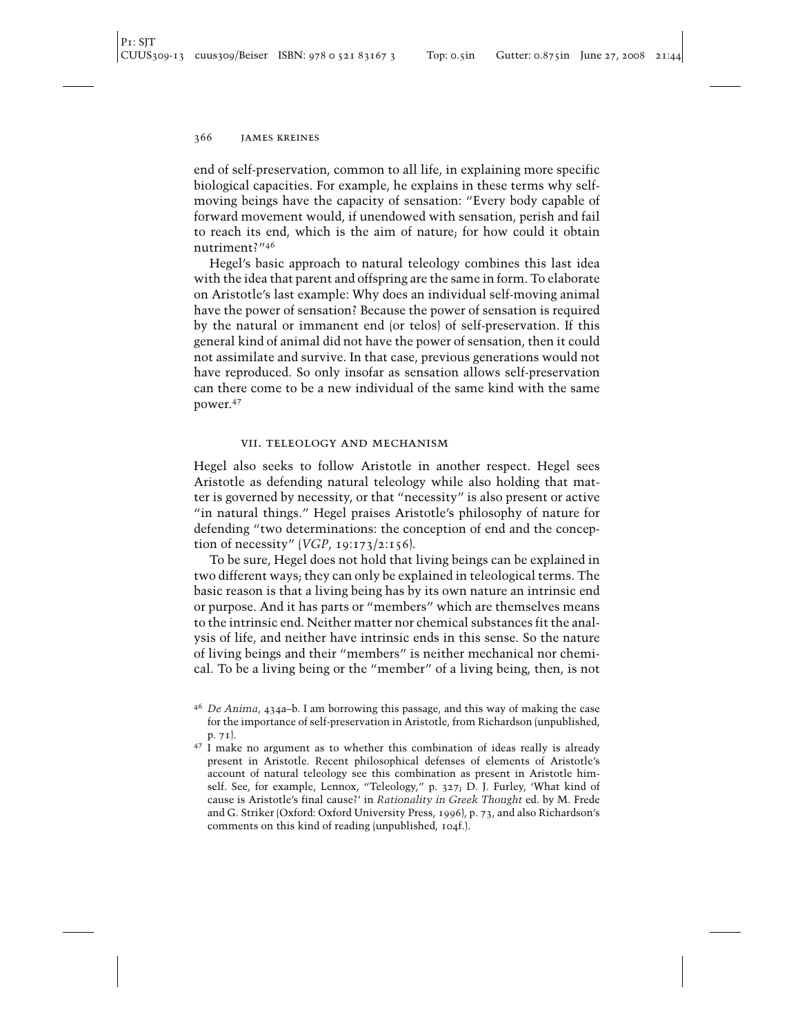end of self-preservation, common to all life, in explaining more specific biological capacities. For example, he explains in these terms why self-moving beings have the capacity of sensation: "Every body capable of forward movement would, if unendowed with sensation, perish and fail to reach its end, which is the aim of nature; for how could it obtain nutriment?"[46]

Hegel's basic approach to natural teleology combines this last idea with the idea that parent and offspring are the same in form. To elaborate on Aristotle's last example: Why does an individual self-moving animal have the power of sensation? Because the power of sensation is required by the natural or immanent end (or telos) of self-preservation. If this general kind of animal did not have the power of sensation, then it could not assimilate and survive. In that case, previous generations would not have reproduced. So only insofar as sensation allows self-preservation can there come to be a new individual of the same kind with the same power.[47]

## VII. TELEOLOGY AND MECHANISM

Hegel also seeks to follow Aristotle in another respect. Hegel sees Aristotle as defending natural teleology while also holding that matter is governed by necessity, or that "necessity" is also present or active "in natural things." Hegel praises Aristotle's philosophy of nature for defending "two determinations: the conception of end and the conception of necessity" (*VGP*, 19:173/2:156).

To be sure, Hegel does not hold that living beings can be explained in two different ways; they can only be explained in teleological terms. The basic reason is that a living being has by its own nature an intrinsic end or purpose. And it has parts or "members" which are themselves means to the intrinsic end. Neither matter nor chemical substances fit the analysis of life, and neither have intrinsic ends in this sense. So the nature of living beings and their "members" is neither mechanical nor chemical. To be a living being or the "member" of a living being, then, is not

---

[46] *De Anima*, 434a–b. I am borrowing this passage, and this way of making the case for the importance of self-preservation in Aristotle, from Richardson (unpublished, p. 71).

[47] I make no argument as to whether this combination of ideas really is already present in Aristotle. Recent philosophical defenses of elements of Aristotle's account of natural teleology see this combination as present in Aristotle himself. See, for example, Lennox, "Teleology," p. 327; D. J. Furley, 'What kind of cause is Aristotle's final cause?' in *Rationality in Greek Thought* ed. by M. Frede and G. Striker (Oxford: Oxford University Press, 1996), p. 73, and also Richardson's comments on this kind of reading (unpublished, 104f.).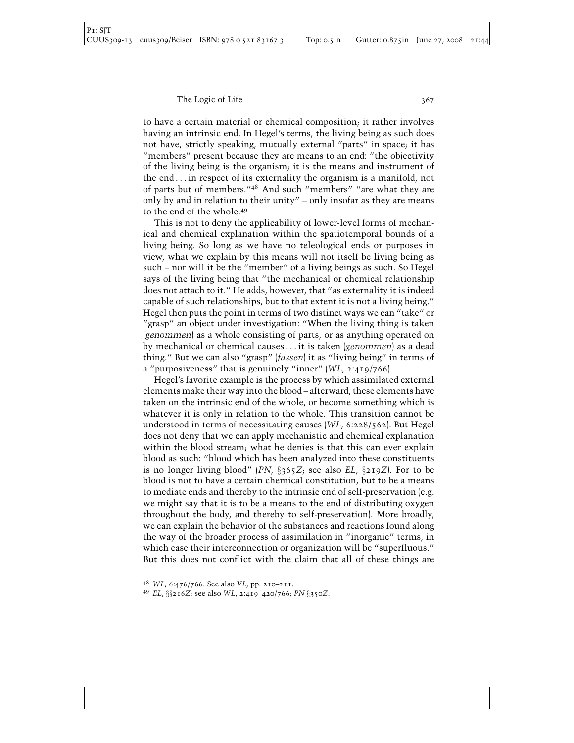to have a certain material or chemical composition; it rather involves having an intrinsic end. In Hegel's terms, the living being as such does not have, strictly speaking, mutually external "parts" in space; it has "members" present because they are means to an end: "the objectivity of the living being is the organism; it is the means and instrument of the end . . . in respect of its externality the organism is a manifold, not of parts but of members."[48] And such "members" "are what they are only by and in relation to their unity" – only insofar as they are means to the end of the whole.[49]

This is not to deny the applicability of lower-level forms of mechanical and chemical explanation within the spatiotemporal bounds of a living being. So long as we have no teleological ends or purposes in view, what we explain by this means will not itself be living being as such – nor will it be the "member" of a living beings as such. So Hegel says of the living being that "the mechanical or chemical relationship does not attach to it." He adds, however, that "as externality it is indeed capable of such relationships, but to that extent it is not a living being." Hegel then puts the point in terms of two distinct ways we can "take" or "grasp" an object under investigation: "When the living thing is taken (*genommen*) as a whole consisting of parts, or as anything operated on by mechanical or chemical causes . . . it is taken (*genommen*) as a dead thing." But we can also "grasp" (*fassen*) it as "living being" in terms of a "purposiveness" that is genuinely "inner" (*WL*, 2:419/766).

Hegel's favorite example is the process by which assimilated external elements make their way into the blood – afterward, these elements have taken on the intrinsic end of the whole, or become something which is whatever it is only in relation to the whole. This transition cannot be understood in terms of necessitating causes (*WL*, 6:228/562). But Hegel does not deny that we can apply mechanistic and chemical explanation within the blood stream; what he denies is that this can ever explain blood as such: "blood which has been analyzed into these constituents is no longer living blood" (*PN*, §365*Z*; see also *EL*, §219*Z*). For to be blood is not to have a certain chemical constitution, but to be a means to mediate ends and thereby to the intrinsic end of self-preservation (e.g. we might say that it is to be a means to the end of distributing oxygen throughout the body, and thereby to self-preservation). More broadly, we can explain the behavior of the substances and reactions found along the way of the broader process of assimilation in "inorganic" terms, in which case their interconnection or organization will be "superfluous." But this does not conflict with the claim that all of these things are

[48] *WL*, 6:476/766. See also *VL*, pp. 210–211.

[49] *EL*, §§216*Z*; see also *WL*, 2:419–420/766; *PN* §350*Z*.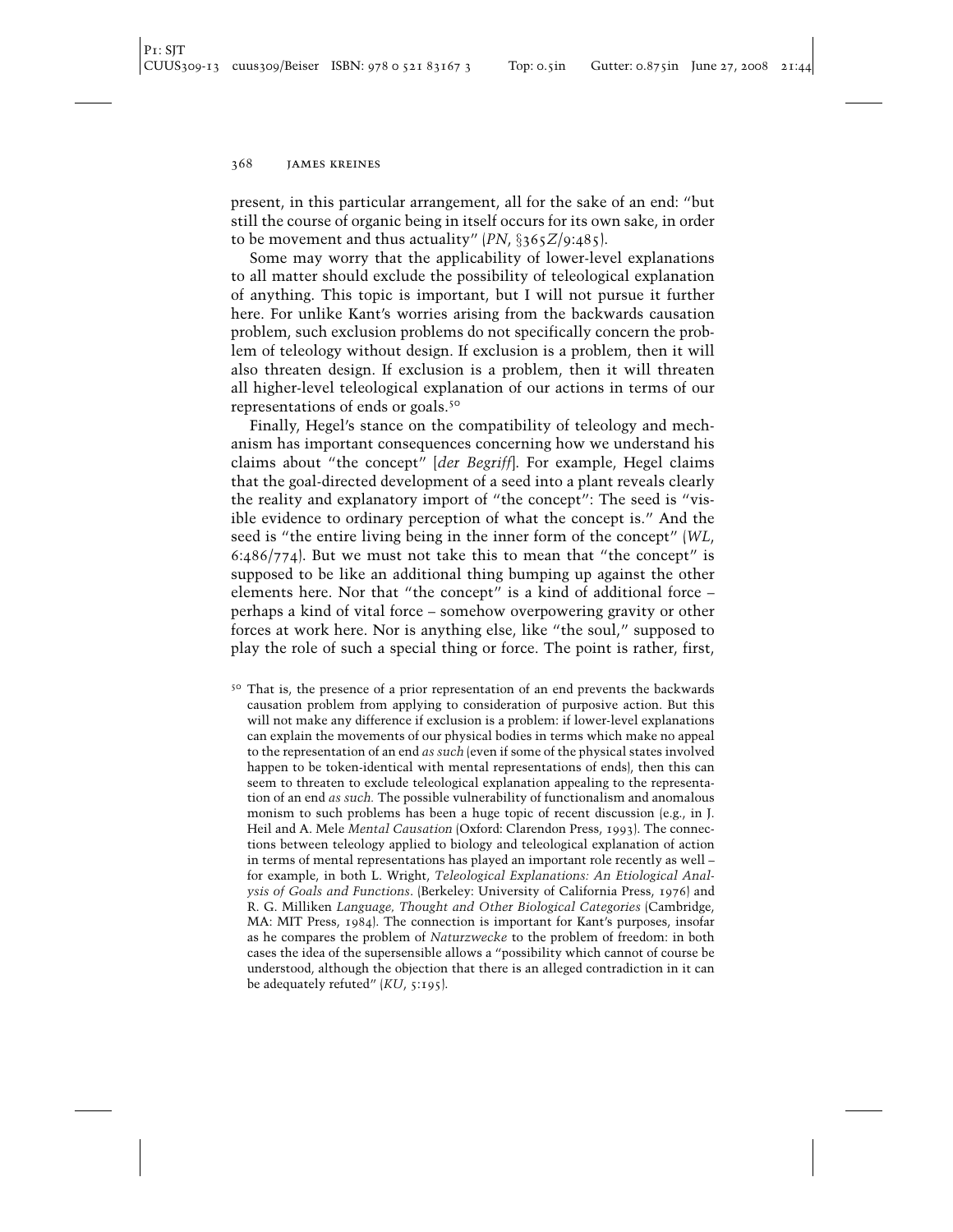present, in this particular arrangement, all for the sake of an end: "but still the course of organic being in itself occurs for its own sake, in order to be movement and thus actuality" (*PN*, §365*Z*/9:485).

Some may worry that the applicability of lower-level explanations to all matter should exclude the possibility of teleological explanation of anything. This topic is important, but I will not pursue it further here. For unlike Kant's worries arising from the backwards causation problem, such exclusion problems do not specifically concern the problem of teleology without design. If exclusion is a problem, then it will also threaten design. If exclusion is a problem, then it will threaten all higher-level teleological explanation of our actions in terms of our representations of ends or goals.[50]

Finally, Hegel's stance on the compatibility of teleology and mechanism has important consequences concerning how we understand his claims about "the concept" [*der Begriff*]. For example, Hegel claims that the goal-directed development of a seed into a plant reveals clearly the reality and explanatory import of "the concept": The seed is "visible evidence to ordinary perception of what the concept is." And the seed is "the entire living being in the inner form of the concept" (*WL*, 6:486/774). But we must not take this to mean that "the concept" is supposed to be like an additional thing bumping up against the other elements here. Nor that "the concept" is a kind of additional force – perhaps a kind of vital force – somehow overpowering gravity or other forces at work here. Nor is anything else, like "the soul," supposed to play the role of such a special thing or force. The point is rather, first,

[50] That is, the presence of a prior representation of an end prevents the backwards causation problem from applying to consideration of purposive action. But this will not make any difference if exclusion is a problem: if lower-level explanations can explain the movements of our physical bodies in terms which make no appeal to the representation of an end *as such* (even if some of the physical states involved happen to be token-identical with mental representations of ends), then this can seem to threaten to exclude teleological explanation appealing to the representation of an end *as such.* The possible vulnerability of functionalism and anomalous monism to such problems has been a huge topic of recent discussion (e.g., in J. Heil and A. Mele *Mental Causation* (Oxford: Clarendon Press, 1993). The connections between teleology applied to biology and teleological explanation of action in terms of mental representations has played an important role recently as well – for example, in both L. Wright, *Teleological Explanations: An Etiological Analysis of Goals and Functions*. (Berkeley: University of California Press, 1976) and R. G. Milliken *Language, Thought and Other Biological Categories* (Cambridge, MA: MIT Press, 1984). The connection is important for Kant's purposes, insofar as he compares the problem of *Naturzwecke* to the problem of freedom: in both cases the idea of the supersensible allows a "possibility which cannot of course be understood, although the objection that there is an alleged contradiction in it can be adequately refuted" (*KU*, 5:195).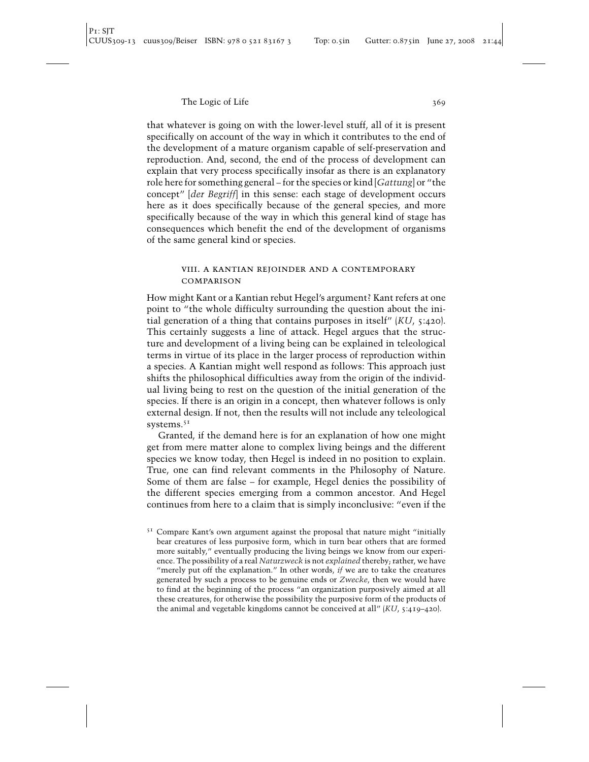that whatever is going on with the lower-level stuff, all of it is present specifically on account of the way in which it contributes to the end of the development of a mature organism capable of self-preservation and reproduction. And, second, the end of the process of development can explain that very process specifically insofar as there is an explanatory role here for something general – for the species or kind [*Gattung*] or "the concept" [*der Begriff*] in this sense: each stage of development occurs here as it does specifically because of the general species, and more specifically because of the way in which this general kind of stage has consequences which benefit the end of the development of organisms of the same general kind or species.

### VIII. A Kantian Rejoinder and a Contemporary Comparison

How might Kant or a Kantian rebut Hegel's argument? Kant refers at one point to "the whole difficulty surrounding the question about the initial generation of a thing that contains purposes in itself" (*KU*, 5:420). This certainly suggests a line of attack. Hegel argues that the structure and development of a living being can be explained in teleological terms in virtue of its place in the larger process of reproduction within a species. A Kantian might well respond as follows: This approach just shifts the philosophical difficulties away from the origin of the individual living being to rest on the question of the initial generation of the species. If there is an origin in a concept, then whatever follows is only external design. If not, then the results will not include any teleological systems.[51]

Granted, if the demand here is for an explanation of how one might get from mere matter alone to complex living beings and the different species we know today, then Hegel is indeed in no position to explain. True, one can find relevant comments in the Philosophy of Nature. Some of them are false – for example, Hegel denies the possibility of the different species emerging from a common ancestor. And Hegel continues from here to a claim that is simply inconclusive: "even if the

[51] Compare Kant's own argument against the proposal that nature might "initially bear creatures of less purposive form, which in turn bear others that are formed more suitably," eventually producing the living beings we know from our experience. The possibility of a real *Naturzweck* is not *explained* thereby; rather, we have "merely put off the explanation." In other words, *if* we are to take the creatures generated by such a process to be genuine ends or *Zwecke*, then we would have to find at the beginning of the process "an organization purposively aimed at all these creatures, for otherwise the possibility the purposive form of the products of the animal and vegetable kingdoms cannot be conceived at all" (*KU*, 5:419–420).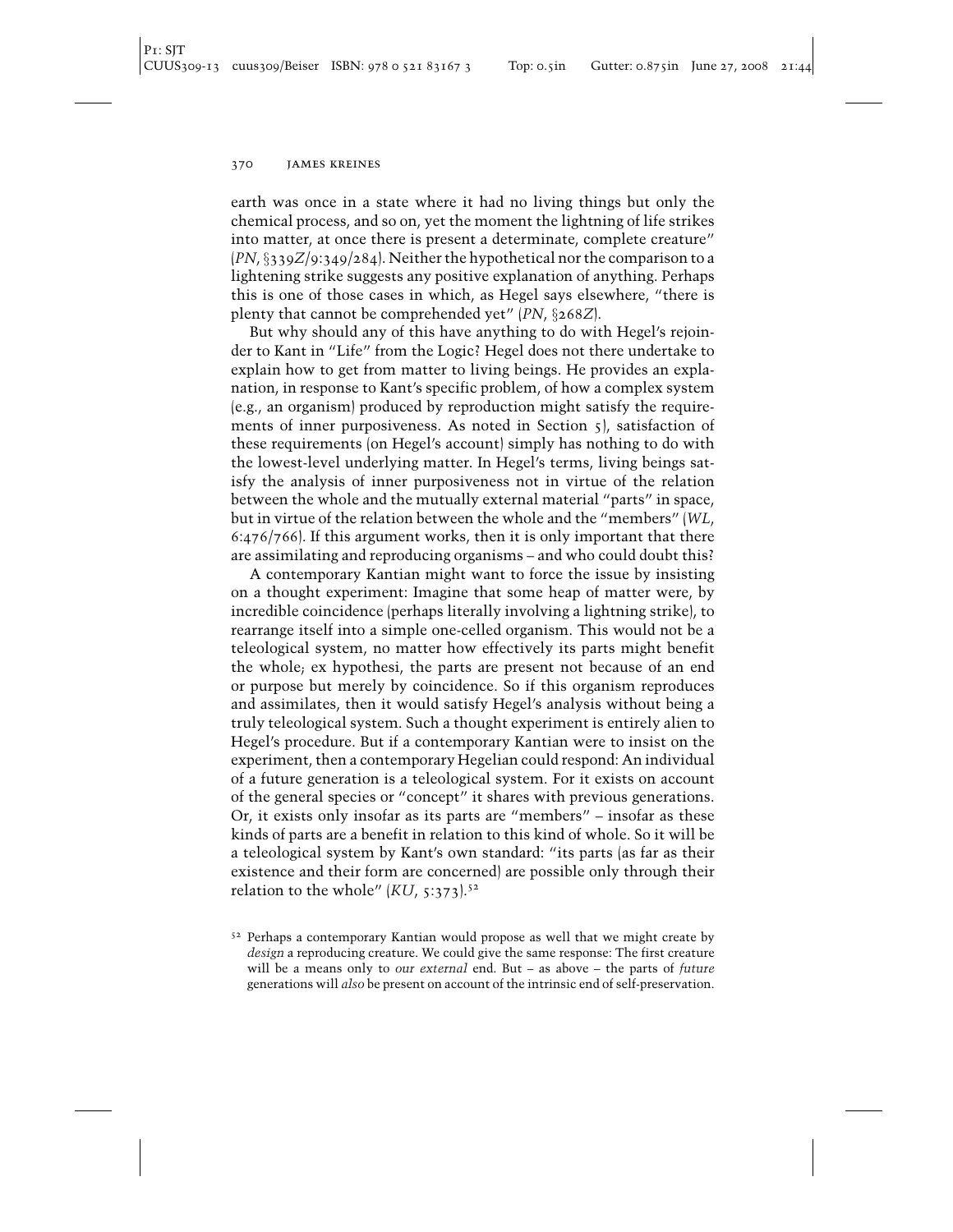earth was once in a state where it had no living things but only the chemical process, and so on, yet the moment the lightning of life strikes into matter, at once there is present a determinate, complete creature" (*PN*, §339*Z*/9:349/284). Neither the hypothetical nor the comparison to a lightening strike suggests any positive explanation of anything. Perhaps this is one of those cases in which, as Hegel says elsewhere, "there is plenty that cannot be comprehended yet" (*PN*, §268*Z*).

But why should any of this have anything to do with Hegel's rejoinder to Kant in "Life" from the Logic? Hegel does not there undertake to explain how to get from matter to living beings. He provides an explanation, in response to Kant's specific problem, of how a complex system (e.g., an organism) produced by reproduction might satisfy the requirements of inner purposiveness. As noted in Section 5), satisfaction of these requirements (on Hegel's account) simply has nothing to do with the lowest-level underlying matter. In Hegel's terms, living beings satisfy the analysis of inner purposiveness not in virtue of the relation between the whole and the mutually external material "parts" in space, but in virtue of the relation between the whole and the "members" (*WL*, 6:476/766). If this argument works, then it is only important that there are assimilating and reproducing organisms – and who could doubt this?

A contemporary Kantian might want to force the issue by insisting on a thought experiment: Imagine that some heap of matter were, by incredible coincidence (perhaps literally involving a lightning strike), to rearrange itself into a simple one-celled organism. This would not be a teleological system, no matter how effectively its parts might benefit the whole; ex hypothesi, the parts are present not because of an end or purpose but merely by coincidence. So if this organism reproduces and assimilates, then it would satisfy Hegel's analysis without being a truly teleological system. Such a thought experiment is entirely alien to Hegel's procedure. But if a contemporary Kantian were to insist on the experiment, then a contemporary Hegelian could respond: An individual of a future generation is a teleological system. For it exists on account of the general species or "concept" it shares with previous generations. Or, it exists only insofar as its parts are "members" – insofar as these kinds of parts are a benefit in relation to this kind of whole. So it will be a teleological system by Kant's own standard: "its parts (as far as their existence and their form are concerned) are possible only through their relation to the whole" (*KU*, 5:373).[52]

[52] Perhaps a contemporary Kantian would propose as well that we might create by *design* a reproducing creature. We could give the same response: The first creature will be a means only to *our external* end. But – as above – the parts of *future* generations will *also* be present on account of the intrinsic end of self-preservation.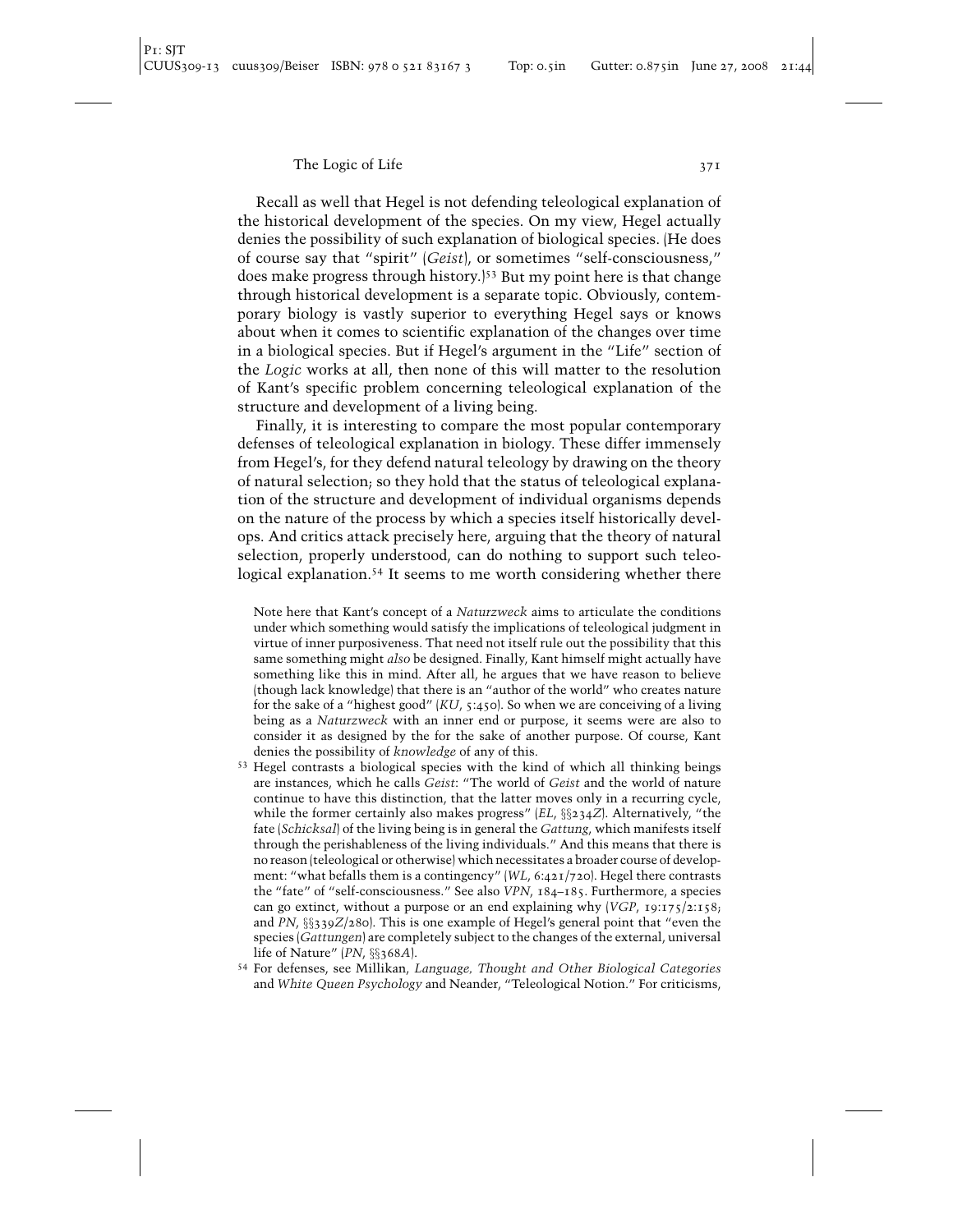Recall as well that Hegel is not defending teleological explanation of the historical development of the species. On my view, Hegel actually denies the possibility of such explanation of biological species. (He does of course say that "spirit" (*Geist*), or sometimes "self-consciousness," does make progress through history.)[53] But my point here is that change through historical development is a separate topic. Obviously, contemporary biology is vastly superior to everything Hegel says or knows about when it comes to scientific explanation of the changes over time in a biological species. But if Hegel's argument in the "Life" section of the *Logic* works at all, then none of this will matter to the resolution of Kant's specific problem concerning teleological explanation of the structure and development of a living being.

Finally, it is interesting to compare the most popular contemporary defenses of teleological explanation in biology. These differ immensely from Hegel's, for they defend natural teleology by drawing on the theory of natural selection; so they hold that the status of teleological explanation of the structure and development of individual organisms depends on the nature of the process by which a species itself historically develops. And critics attack precisely here, arguing that the theory of natural selection, properly understood, can do nothing to support such teleological explanation.[54] It seems to me worth considering whether there

Note here that Kant's concept of a *Naturzweck* aims to articulate the conditions under which something would satisfy the implications of teleological judgment in virtue of inner purposiveness. That need not itself rule out the possibility that this same something might *also* be designed. Finally, Kant himself might actually have something like this in mind. After all, he argues that we have reason to believe (though lack knowledge) that there is an "author of the world" who creates nature for the sake of a "highest good" (*KU*, 5:450). So when we are conceiving of a living being as a *Naturzweck* with an inner end or purpose, it seems were are also to consider it as designed by the for the sake of another purpose. Of course, Kant denies the possibility of *knowledge* of any of this.

[53] Hegel contrasts a biological species with the kind of which all thinking beings are instances, which he calls *Geist*: "The world of *Geist* and the world of nature continue to have this distinction, that the latter moves only in a recurring cycle, while the former certainly also makes progress" (*EL*, §§234*Z*). Alternatively, "the fate (*Schicksal*) of the living being is in general the *Gattung*, which manifests itself through the perishableness of the living individuals." And this means that there is no reason (teleological or otherwise) which necessitates a broader course of development: "what befalls them is a contingency" (*WL*, 6:421/720). Hegel there contrasts the "fate" of "self-consciousness." See also *VPN*, 184–185. Furthermore, a species can go extinct, without a purpose or an end explaining why (*VGP*, 19:175/2:158; and *PN*, §§339*Z*/280). This is one example of Hegel's general point that "even the species (*Gattungen*) are completely subject to the changes of the external, universal life of Nature" (*PN*, §§368*A*).

[54] For defenses, see Millikan, *Language, Thought and Other Biological Categories* and *White Queen Psychology* and Neander, "Teleological Notion." For criticisms,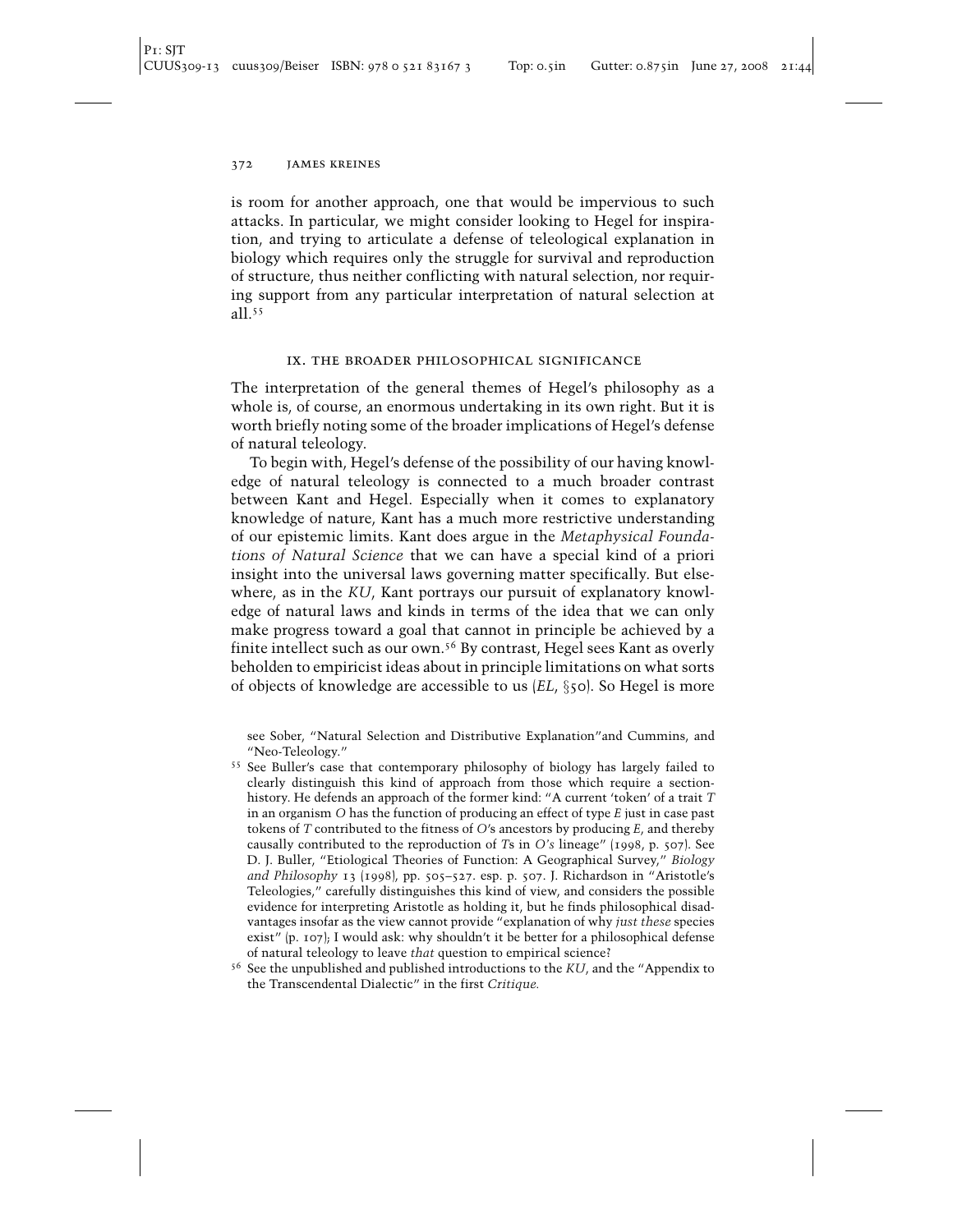is room for another approach, one that would be impervious to such attacks. In particular, we might consider looking to Hegel for inspiration, and trying to articulate a defense of teleological explanation in biology which requires only the struggle for survival and reproduction of structure, thus neither conflicting with natural selection, nor requiring support from any particular interpretation of natural selection at all.[55]

## IX. THE BROADER PHILOSOPHICAL SIGNIFICANCE

The interpretation of the general themes of Hegel's philosophy as a whole is, of course, an enormous undertaking in its own right. But it is worth briefly noting some of the broader implications of Hegel's defense of natural teleology.

To begin with, Hegel's defense of the possibility of our having knowledge of natural teleology is connected to a much broader contrast between Kant and Hegel. Especially when it comes to explanatory knowledge of nature, Kant has a much more restrictive understanding of our epistemic limits. Kant does argue in the *Metaphysical Foundations of Natural Science* that we can have a special kind of a priori insight into the universal laws governing matter specifically. But elsewhere, as in the *KU*, Kant portrays our pursuit of explanatory knowledge of natural laws and kinds in terms of the idea that we can only make progress toward a goal that cannot in principle be achieved by a finite intellect such as our own.[56] By contrast, Hegel sees Kant as overly beholden to empiricist ideas about in principle limitations on what sorts of objects of knowledge are accessible to us (*EL*, §50). So Hegel is more

see Sober, "Natural Selection and Distributive Explanation"and Cummins, and "Neo-Teleology."

[55] See Buller's case that contemporary philosophy of biology has largely failed to clearly distinguish this kind of approach from those which require a section-history. He defends an approach of the former kind: "A current 'token' of a trait *T* in an organism *O* has the function of producing an effect of type *E* just in case past tokens of *T* contributed to the fitness of *O*'s ancestors by producing *E*, and thereby causally contributed to the reproduction of *T*s in *O's* lineage" (1998, p. 507). See D. J. Buller, "Etiological Theories of Function: A Geographical Survey," *Biology and Philosophy* 13 (1998), pp. 505–527. esp. p. 507. J. Richardson in "Aristotle's Teleologies," carefully distinguishes this kind of view, and considers the possible evidence for interpreting Aristotle as holding it, but he finds philosophical disadvantages insofar as the view cannot provide "explanation of why *just these* species exist" (p. 107); I would ask: why shouldn't it be better for a philosophical defense of natural teleology to leave *that* question to empirical science?

[56] See the unpublished and published introductions to the *KU*, and the "Appendix to the Transcendental Dialectic" in the first *Critique.*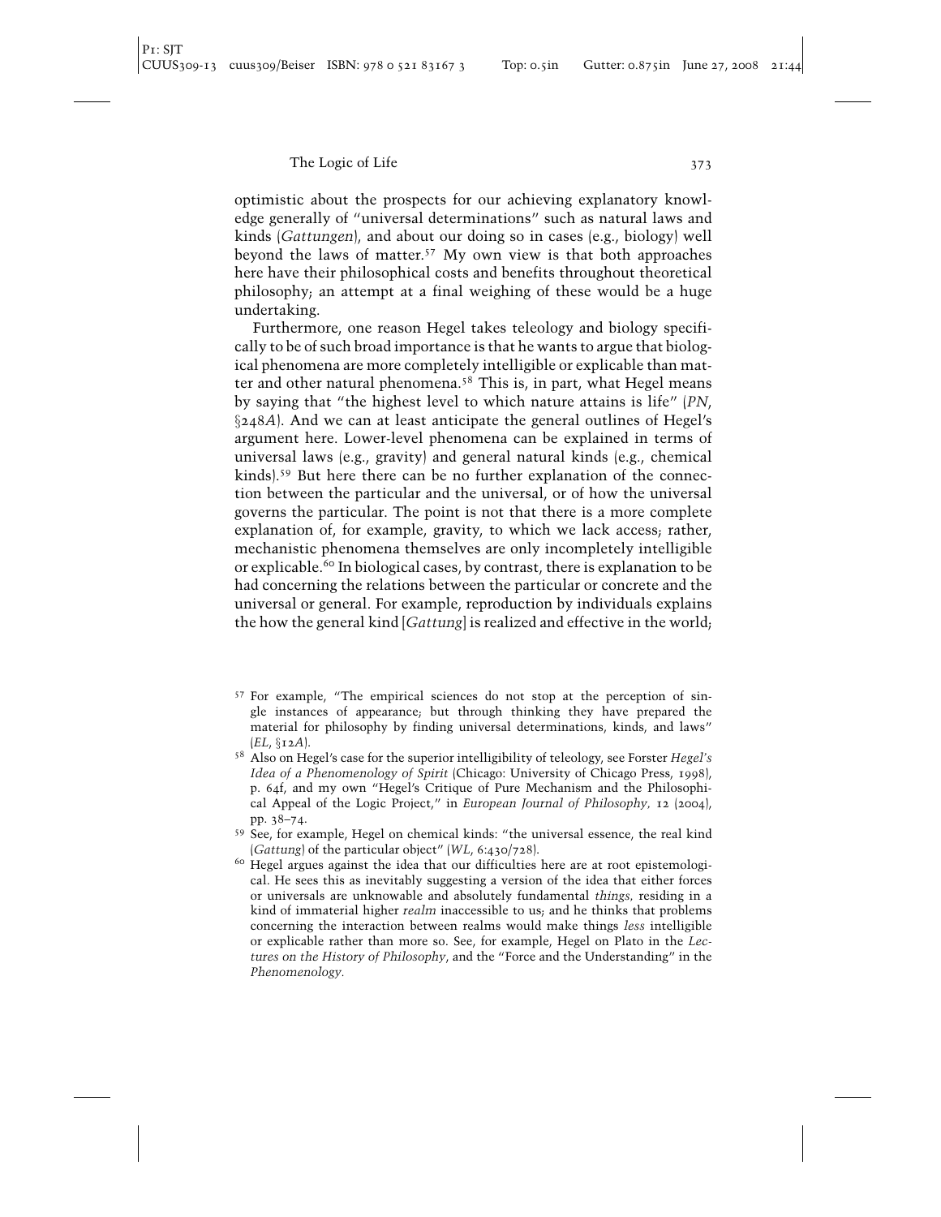optimistic about the prospects for our achieving explanatory knowledge generally of "universal determinations" such as natural laws and kinds (*Gattungen*), and about our doing so in cases (e.g., biology) well beyond the laws of matter.[57] My own view is that both approaches here have their philosophical costs and benefits throughout theoretical philosophy; an attempt at a final weighing of these would be a huge undertaking.

Furthermore, one reason Hegel takes teleology and biology specifically to be of such broad importance is that he wants to argue that biological phenomena are more completely intelligible or explicable than matter and other natural phenomena.[58] This is, in part, what Hegel means by saying that "the highest level to which nature attains is life" (*PN*, §248*A*). And we can at least anticipate the general outlines of Hegel's argument here. Lower-level phenomena can be explained in terms of universal laws (e.g., gravity) and general natural kinds (e.g., chemical kinds).[59] But here there can be no further explanation of the connection between the particular and the universal, or of how the universal governs the particular. The point is not that there is a more complete explanation of, for example, gravity, to which we lack access; rather, mechanistic phenomena themselves are only incompletely intelligible or explicable.[60] In biological cases, by contrast, there is explanation to be had concerning the relations between the particular or concrete and the universal or general. For example, reproduction by individuals explains the how the general kind [*Gattung*] is realized and effective in the world;

---

[57] For example, "The empirical sciences do not stop at the perception of single instances of appearance; but through thinking they have prepared the material for philosophy by finding universal determinations, kinds, and laws" (*EL*, §12*A*).

[58] Also on Hegel's case for the superior intelligibility of teleology, see Forster *Hegel's Idea of a Phenomenology of Spirit* (Chicago: University of Chicago Press, 1998), p. 64f, and my own "Hegel's Critique of Pure Mechanism and the Philosophical Appeal of the Logic Project," in *European Journal of Philosophy*, 12 (2004), pp. 38–74.

[59] See, for example, Hegel on chemical kinds: "the universal essence, the real kind (*Gattung*) of the particular object" (*WL*, 6:430/728).

[60] Hegel argues against the idea that our difficulties here are at root epistemological. He sees this as inevitably suggesting a version of the idea that either forces or universals are unknowable and absolutely fundamental *things*, residing in a kind of immaterial higher *realm* inaccessible to us; and he thinks that problems concerning the interaction between realms would make things *less* intelligible or explicable rather than more so. See, for example, Hegel on Plato in the *Lectures on the History of Philosophy*, and the "Force and the Understanding" in the *Phenomenology*.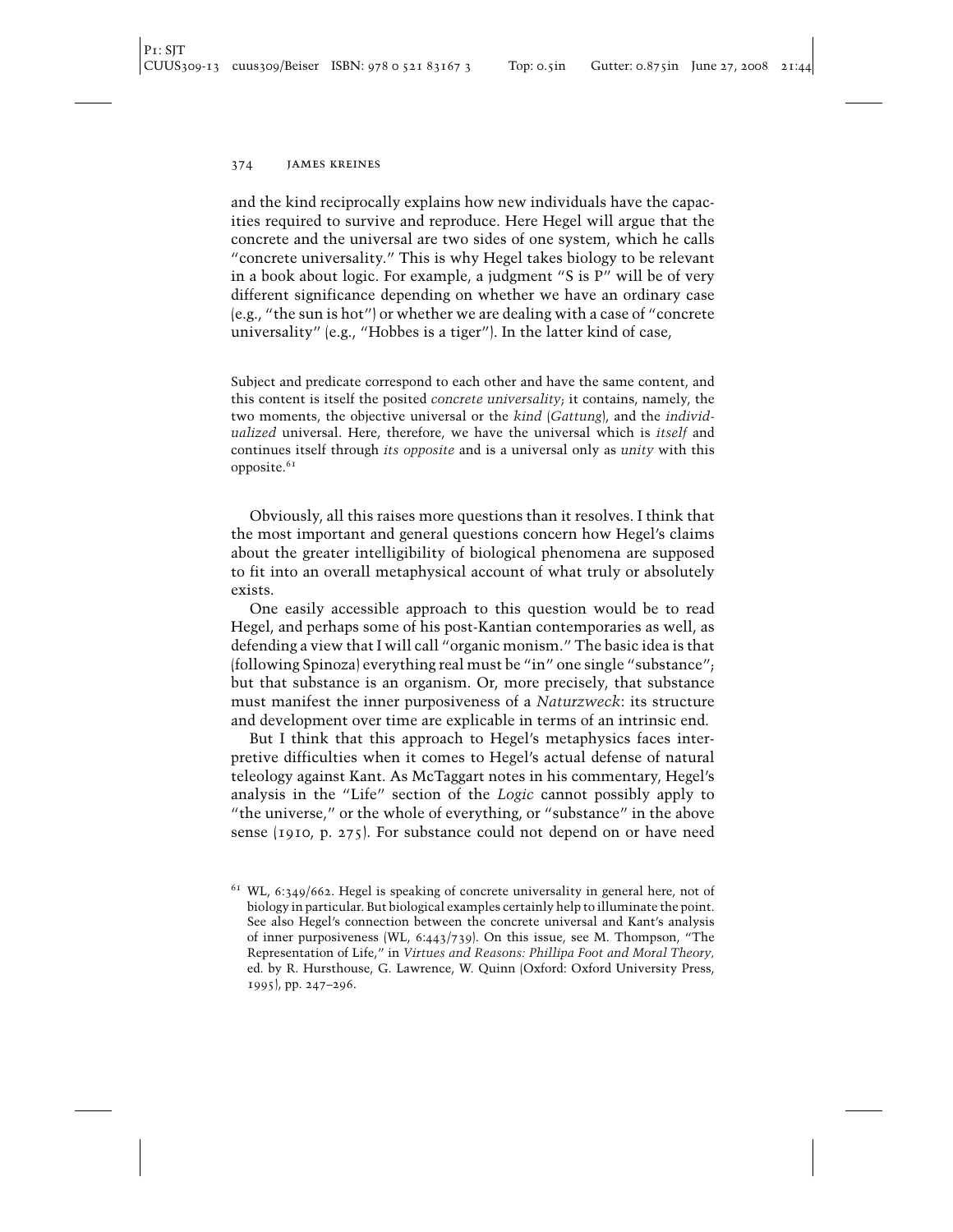and the kind reciprocally explains how new individuals have the capacities required to survive and reproduce. Here Hegel will argue that the concrete and the universal are two sides of one system, which he calls "concrete universality." This is why Hegel takes biology to be relevant in a book about logic. For example, a judgment "S is P" will be of very different significance depending on whether we have an ordinary case (e.g., "the sun is hot") or whether we are dealing with a case of "concrete universality" (e.g., "Hobbes is a tiger"). In the latter kind of case,

> Subject and predicate correspond to each other and have the same content, and this content is itself the posited *concrete universality*; it contains, namely, the two moments, the objective universal or the *kind* (*Gattung*), and the *individualized* universal. Here, therefore, we have the universal which is *itself* and continues itself through *its opposite* and is a universal only as *unity* with this opposite.[61]

Obviously, all this raises more questions than it resolves. I think that the most important and general questions concern how Hegel's claims about the greater intelligibility of biological phenomena are supposed to fit into an overall metaphysical account of what truly or absolutely exists.

One easily accessible approach to this question would be to read Hegel, and perhaps some of his post-Kantian contemporaries as well, as defending a view that I will call "organic monism." The basic idea is that (following Spinoza) everything real must be "in" one single "substance"; but that substance is an organism. Or, more precisely, that substance must manifest the inner purposiveness of a *Naturzweck*: its structure and development over time are explicable in terms of an intrinsic end.

But I think that this approach to Hegel's metaphysics faces interpretive difficulties when it comes to Hegel's actual defense of natural teleology against Kant. As McTaggart notes in his commentary, Hegel's analysis in the "Life" section of the *Logic* cannot possibly apply to "the universe," or the whole of everything, or "substance" in the above sense (1910, p. 275). For substance could not depend on or have need

[61] WL, 6:349/662. Hegel is speaking of concrete universality in general here, not of biology in particular. But biological examples certainly help to illuminate the point. See also Hegel's connection between the concrete universal and Kant's analysis of inner purposiveness (WL, 6:443/739). On this issue, see M. Thompson, "The Representation of Life," in *Virtues and Reasons: Phillipa Foot and Moral Theory*, ed. by R. Hursthouse, G. Lawrence, W. Quinn (Oxford: Oxford University Press, 1995), pp. 247–296.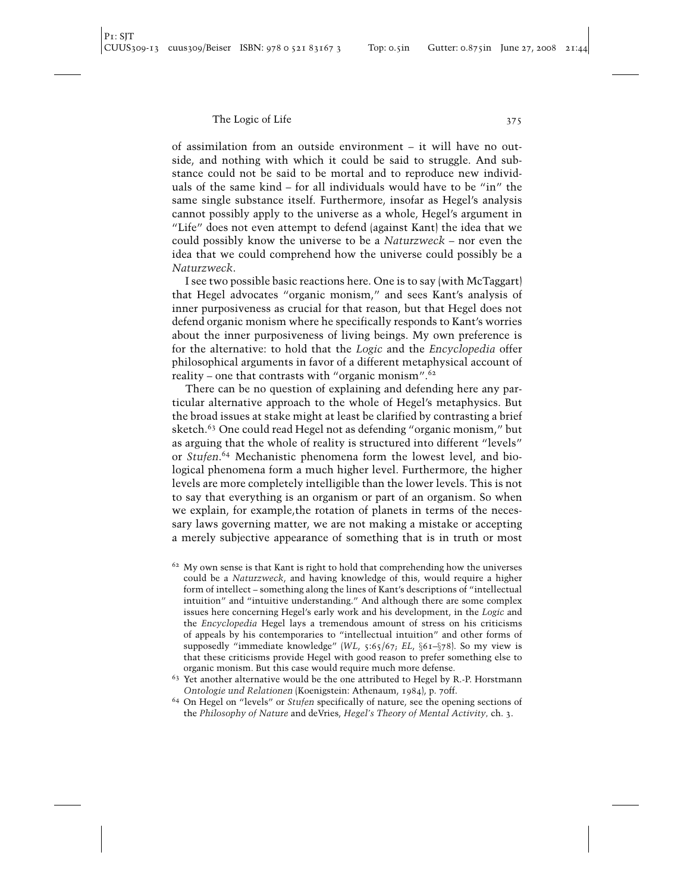of assimilation from an outside environment – it will have no outside, and nothing with which it could be said to struggle. And substance could not be said to be mortal and to reproduce new individuals of the same kind – for all individuals would have to be "in" the same single substance itself. Furthermore, insofar as Hegel's analysis cannot possibly apply to the universe as a whole, Hegel's argument in "Life" does not even attempt to defend (against Kant) the idea that we could possibly know the universe to be a *Naturzweck* – nor even the idea that we could comprehend how the universe could possibly be a *Naturzweck*.

I see two possible basic reactions here. One is to say (with McTaggart) that Hegel advocates "organic monism," and sees Kant's analysis of inner purposiveness as crucial for that reason, but that Hegel does not defend organic monism where he specifically responds to Kant's worries about the inner purposiveness of living beings. My own preference is for the alternative: to hold that the *Logic* and the *Encyclopedia* offer philosophical arguments in favor of a different metaphysical account of reality – one that contrasts with "organic monism".[62]

There can be no question of explaining and defending here any particular alternative approach to the whole of Hegel's metaphysics. But the broad issues at stake might at least be clarified by contrasting a brief sketch.[63] One could read Hegel not as defending "organic monism," but as arguing that the whole of reality is structured into different "levels" or *Stufen*.[64] Mechanistic phenomena form the lowest level, and biological phenomena form a much higher level. Furthermore, the higher levels are more completely intelligible than the lower levels. This is not to say that everything is an organism or part of an organism. So when we explain, for example,the rotation of planets in terms of the necessary laws governing matter, we are not making a mistake or accepting a merely subjective appearance of something that is in truth or most

[62] My own sense is that Kant is right to hold that comprehending how the universes could be a *Naturzweck*, and having knowledge of this, would require a higher form of intellect – something along the lines of Kant's descriptions of "intellectual intuition" and "intuitive understanding." And although there are some complex issues here concerning Hegel's early work and his development, in the *Logic* and the *Encyclopedia* Hegel lays a tremendous amount of stress on his criticisms of appeals by his contemporaries to "intellectual intuition" and other forms of supposedly "immediate knowledge" (*WL*, 5:65/67; *EL*, §61–§78). So my view is that these criticisms provide Hegel with good reason to prefer something else to organic monism. But this case would require much more defense.

[63] Yet another alternative would be the one attributed to Hegel by R.-P. Horstmann *Ontologie und Relationen* (Koenigstein: Athenaum, 1984), p. 70ff.

[64] On Hegel on "levels" or *Stufen* specifically of nature, see the opening sections of the *Philosophy of Nature* and deVries, *Hegel's Theory of Mental Activity*, ch. 3.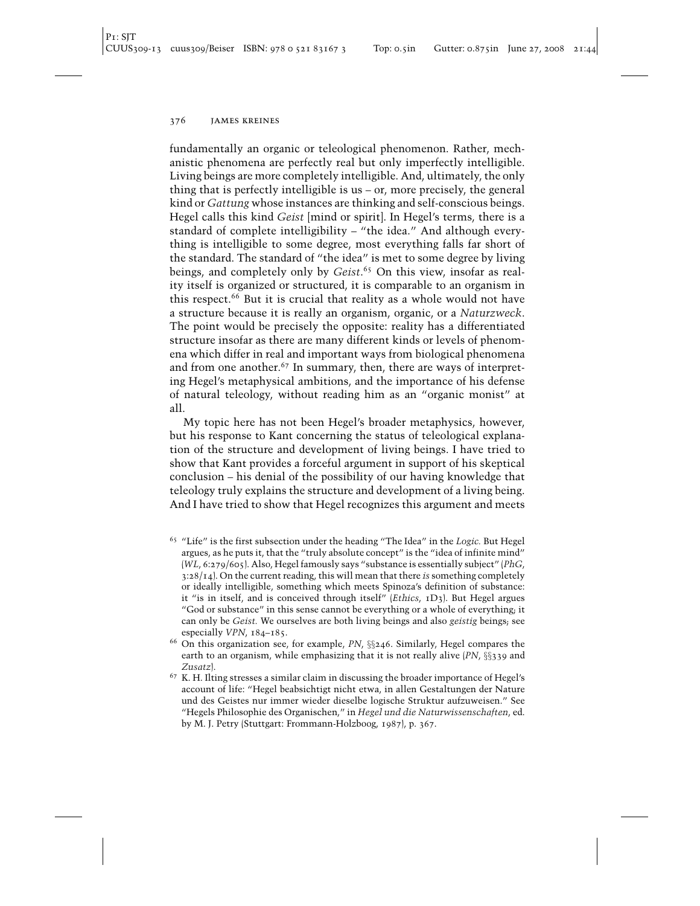fundamentally an organic or teleological phenomenon. Rather, mechanistic phenomena are perfectly real but only imperfectly intelligible. Living beings are more completely intelligible. And, ultimately, the only thing that is perfectly intelligible is us – or, more precisely, the general kind or *Gattung* whose instances are thinking and self-conscious beings. Hegel calls this kind *Geist* [mind or spirit]. In Hegel's terms, there is a standard of complete intelligibility – "the idea." And although everything is intelligible to some degree, most everything falls far short of the standard. The standard of "the idea" is met to some degree by living beings, and completely only by *Geist*.[65] On this view, insofar as reality itself is organized or structured, it is comparable to an organism in this respect.[66] But it is crucial that reality as a whole would not have a structure because it is really an organism, organic, or a *Naturzweck*. The point would be precisely the opposite: reality has a differentiated structure insofar as there are many different kinds or levels of phenomena which differ in real and important ways from biological phenomena and from one another.[67] In summary, then, there are ways of interpreting Hegel's metaphysical ambitions, and the importance of his defense of natural teleology, without reading him as an "organic monist" at all.

My topic here has not been Hegel's broader metaphysics, however, but his response to Kant concerning the status of teleological explanation of the structure and development of living beings. I have tried to show that Kant provides a forceful argument in support of his skeptical conclusion – his denial of the possibility of our having knowledge that teleology truly explains the structure and development of a living being. And I have tried to show that Hegel recognizes this argument and meets

[65] "Life" is the first subsection under the heading "The Idea" in the *Logic*. But Hegel argues, as he puts it, that the "truly absolute concept" is the "idea of infinite mind" (*WL*, 6:279/605). Also, Hegel famously says "substance is essentially subject" (*PhG*, 3:28/14). On the current reading, this will mean that there *is* something completely or ideally intelligible, something which meets Spinoza's definition of substance: it "is in itself, and is conceived through itself" (*Ethics*, 1D3). But Hegel argues "God or substance" in this sense cannot be everything or a whole of everything; it can only be *Geist*. We ourselves are both living beings and also *geistig* beings; see especially *VPN*, 184–185.

[66] On this organization see, for example, *PN*, §§246. Similarly, Hegel compares the earth to an organism, while emphasizing that it is not really alive (*PN*, §§339 and *Zusatz*).

[67] K. H. Ilting stresses a similar claim in discussing the broader importance of Hegel's account of life: "Hegel beabsichtigt nicht etwa, in allen Gestaltungen der Nature und des Geistes nur immer wieder dieselbe logische Struktur aufzuweisen." See "Hegels Philosophie des Organischen," in *Hegel und die Naturwissenschaften*, ed. by M. J. Petry (Stuttgart: Frommann-Holzboog, 1987), p. 367.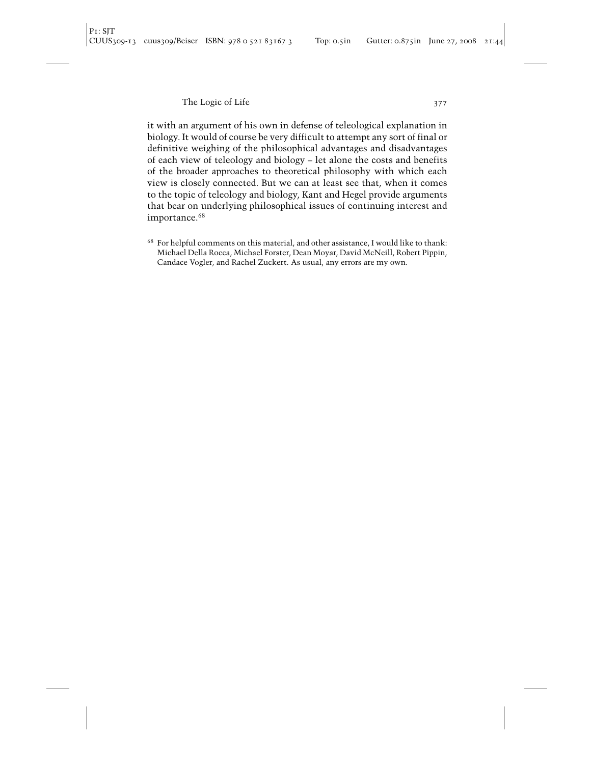it with an argument of his own in defense of teleological explanation in biology. It would of course be very difficult to attempt any sort of final or definitive weighing of the philosophical advantages and disadvantages of each view of teleology and biology – let alone the costs and benefits of the broader approaches to theoretical philosophy with which each view is closely connected. But we can at least see that, when it comes to the topic of teleology and biology, Kant and Hegel provide arguments that bear on underlying philosophical issues of continuing interest and importance.[68]

[68] For helpful comments on this material, and other assistance, I would like to thank: Michael Della Rocca, Michael Forster, Dean Moyar, David McNeill, Robert Pippin, Candace Vogler, and Rachel Zuckert. As usual, any errors are my own.